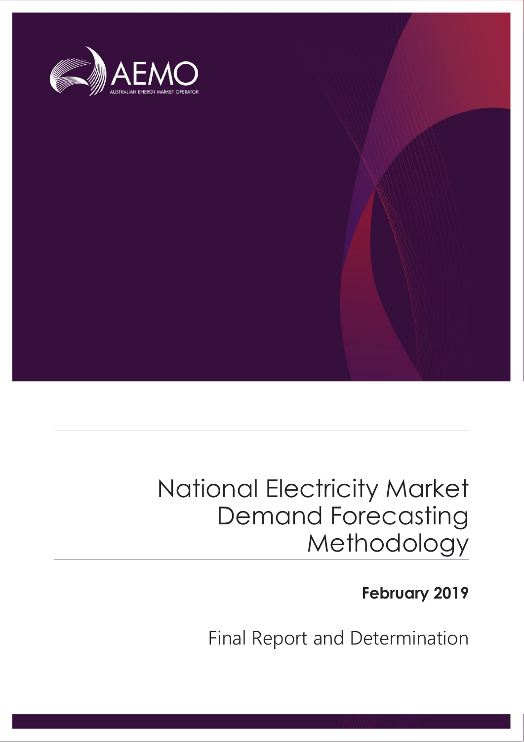AEMO

AUSTRALIAN ENERGY MARKET OPERATOR

# National Electricity Market Demand Forecasting Methodology

**February 2019**

Final Report and Determination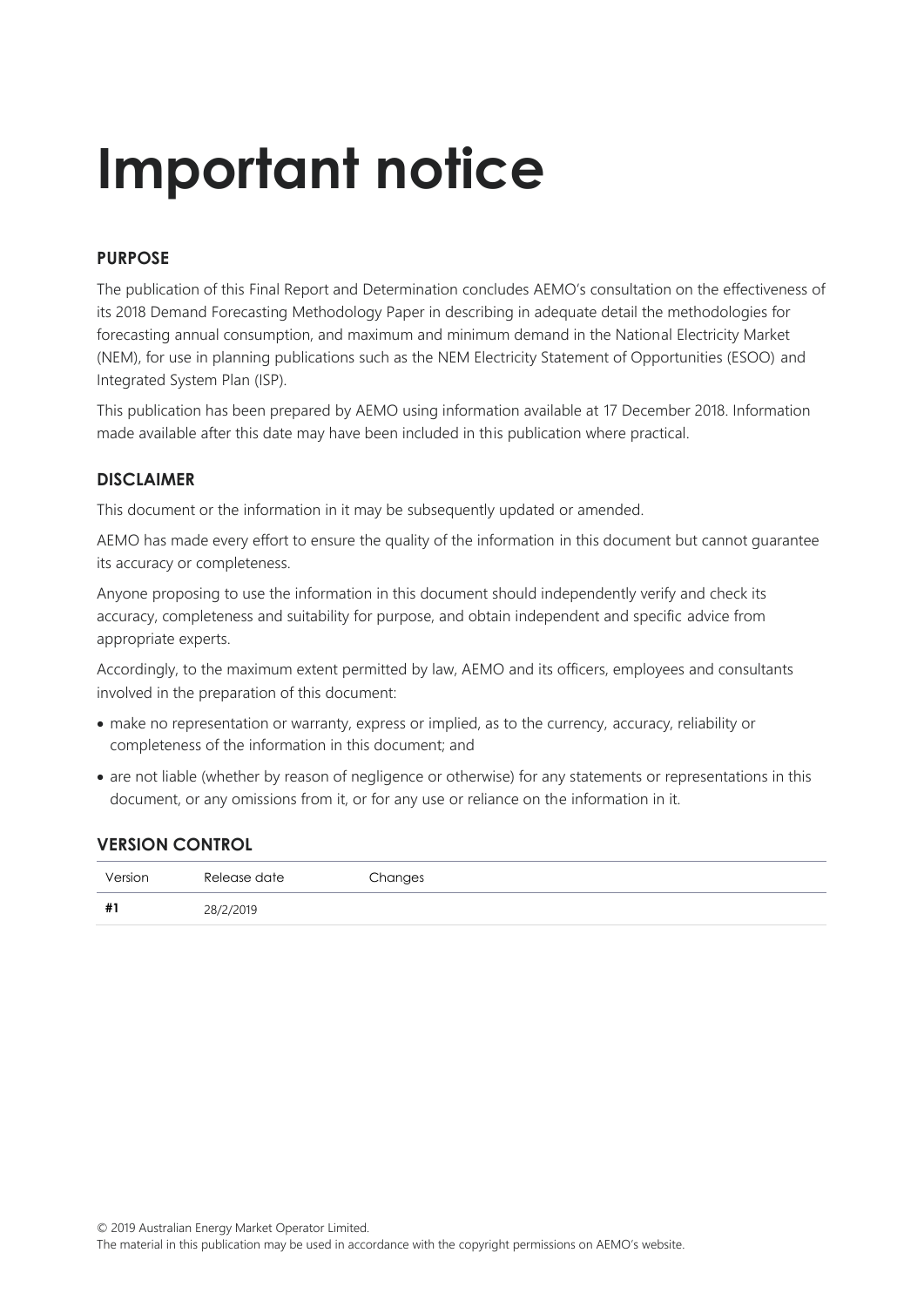# Important notice

### PURPOSE

The publication of this Final Report and Determination concludes AEMO's consultation on the effectiveness of its 2018 Demand Forecasting Methodology Paper in describing in adequate detail the methodologies for forecasting annual consumption, and maximum and minimum demand in the National Electricity Market (NEM), for use in planning publications such as the NEM Electricity Statement of Opportunities (ESOO) and Integrated System Plan (ISP).

This publication has been prepared by AEMO using information available at 17 December 2018. Information made available after this date may have been included in this publication where practical.

### DISCLAIMER

This document or the information in it may be subsequently updated or amended.

AEMO has made every effort to ensure the quality of the information in this document but cannot guarantee its accuracy or completeness.

Anyone proposing to use the information in this document should independently verify and check its accuracy, completeness and suitability for purpose, and obtain independent and specific advice from appropriate experts.

Accordingly, to the maximum extent permitted by law, AEMO and its officers, employees and consultants involved in the preparation of this document:

- make no representation or warranty, express or implied, as to the currency, accuracy, reliability or completeness of the information in this document; and
- are not liable (whether by reason of negligence or otherwise) for any statements or representations in this document, or any omissions from it, or for any use or reliance on the information in it.

### VERSION CONTROL

| Version | Release date | Changes |
|---|---|---|
| **#1** | 28/2/2019 | |

© 2019 Australian Energy Market Operator Limited.
The material in this publication may be used in accordance with the copyright permissions on AEMO's website.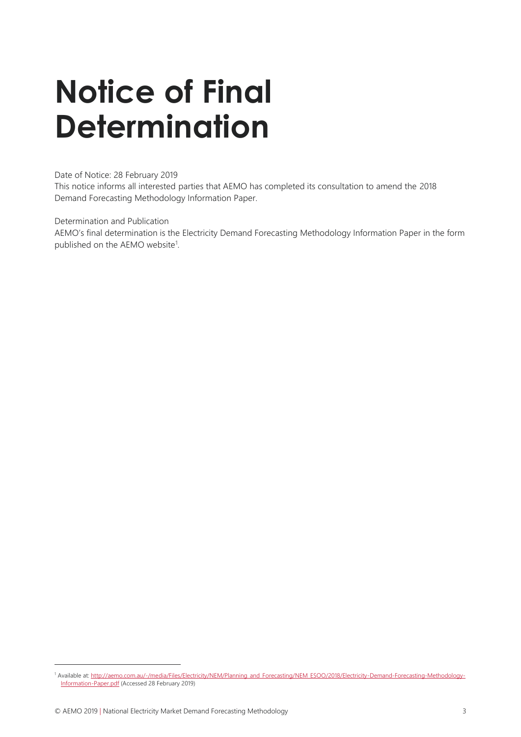# Notice of Final Determination

Date of Notice: 28 February 2019

This notice informs all interested parties that AEMO has completed its consultation to amend the 2018 Demand Forecasting Methodology Information Paper.

Determination and Publication

AEMO's final determination is the Electricity Demand Forecasting Methodology Information Paper in the form published on the AEMO website[1].

[1] Available at: http://aemo.com.au/-/media/Files/Electricity/NEM/Planning_and_Forecasting/NEM_ESOO/2018/Electricity-Demand-Forecasting-Methodology-Information-Paper.pdf (Accessed 28 February 2019)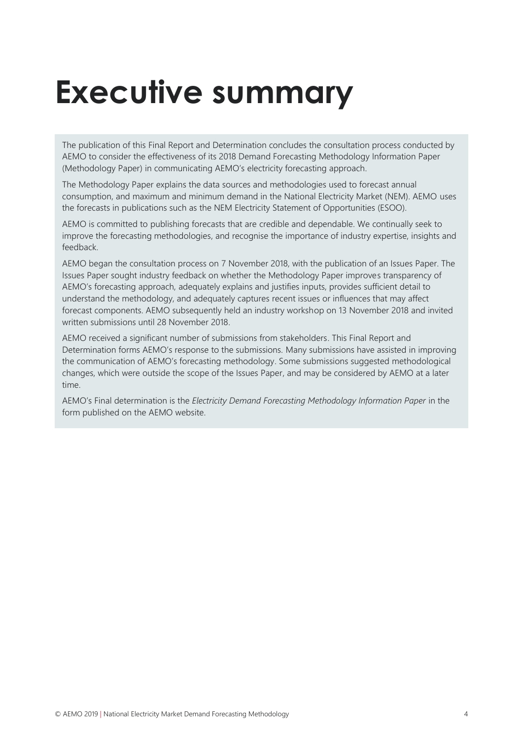# Executive summary

The publication of this Final Report and Determination concludes the consultation process conducted by AEMO to consider the effectiveness of its 2018 Demand Forecasting Methodology Information Paper (Methodology Paper) in communicating AEMO's electricity forecasting approach.

The Methodology Paper explains the data sources and methodologies used to forecast annual consumption, and maximum and minimum demand in the National Electricity Market (NEM). AEMO uses the forecasts in publications such as the NEM Electricity Statement of Opportunities (ESOO).

AEMO is committed to publishing forecasts that are credible and dependable. We continually seek to improve the forecasting methodologies, and recognise the importance of industry expertise, insights and feedback.

AEMO began the consultation process on 7 November 2018, with the publication of an Issues Paper. The Issues Paper sought industry feedback on whether the Methodology Paper improves transparency of AEMO's forecasting approach, adequately explains and justifies inputs, provides sufficient detail to understand the methodology, and adequately captures recent issues or influences that may affect forecast components. AEMO subsequently held an industry workshop on 13 November 2018 and invited written submissions until 28 November 2018.

AEMO received a significant number of submissions from stakeholders. This Final Report and Determination forms AEMO's response to the submissions. Many submissions have assisted in improving the communication of AEMO's forecasting methodology. Some submissions suggested methodological changes, which were outside the scope of the Issues Paper, and may be considered by AEMO at a later time.

AEMO's Final determination is the *Electricity Demand Forecasting Methodology Information Paper* in the form published on the AEMO website.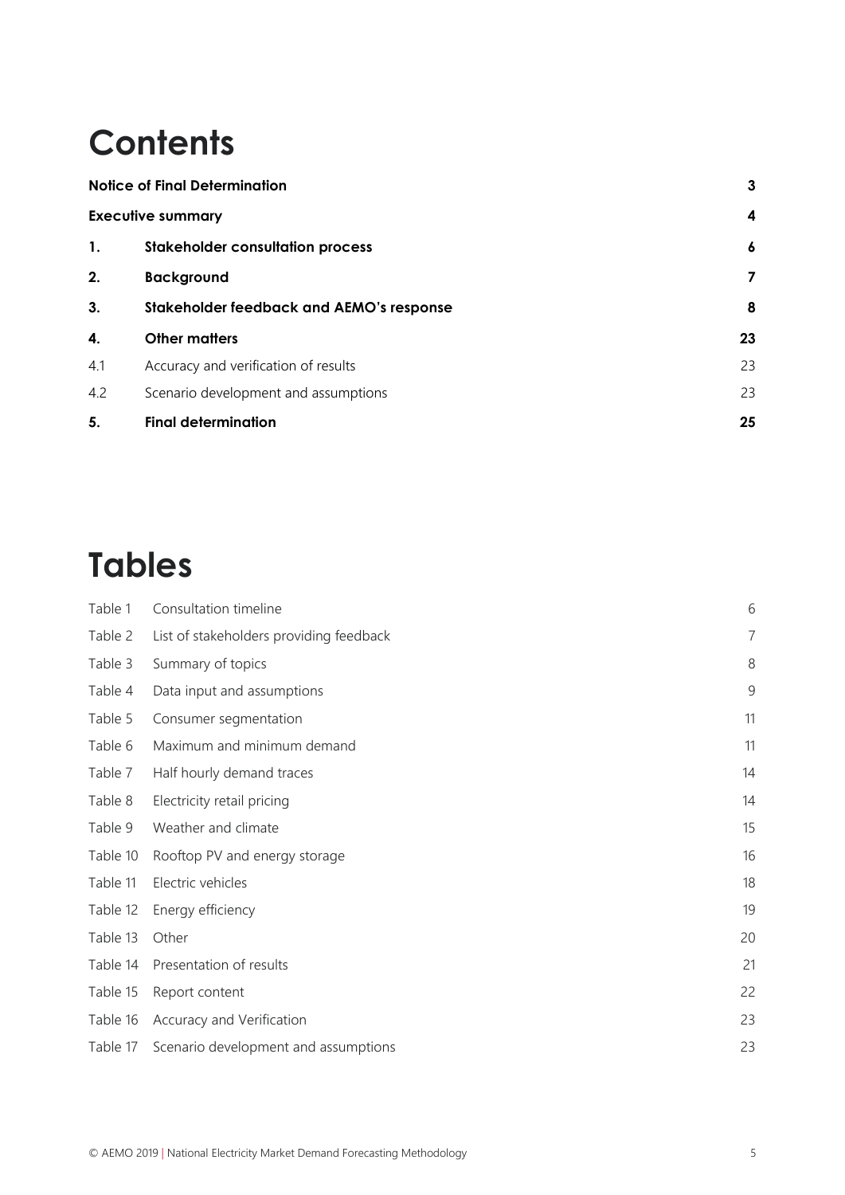# Contents

| | | |
|---|---|---|
| **Notice of Final Determination** | | **3** |
| **Executive summary** | | **4** |
| **1.** | **Stakeholder consultation process** | **6** |
| **2.** | **Background** | **7** |
| **3.** | **Stakeholder feedback and AEMO's response** | **8** |
| **4.** | **Other matters** | **23** |
| 4.1 | Accuracy and verification of results | 23 |
| 4.2 | Scenario development and assumptions | 23 |
| **5.** | **Final determination** | **25** |

# Tables

| | | |
|---|---|---|
| Table 1 | Consultation timeline | 6 |
| Table 2 | List of stakeholders providing feedback | 7 |
| Table 3 | Summary of topics | 8 |
| Table 4 | Data input and assumptions | 9 |
| Table 5 | Consumer segmentation | 11 |
| Table 6 | Maximum and minimum demand | 11 |
| Table 7 | Half hourly demand traces | 14 |
| Table 8 | Electricity retail pricing | 14 |
| Table 9 | Weather and climate | 15 |
| Table 10 | Rooftop PV and energy storage | 16 |
| Table 11 | Electric vehicles | 18 |
| Table 12 | Energy efficiency | 19 |
| Table 13 | Other | 20 |
| Table 14 | Presentation of results | 21 |
| Table 15 | Report content | 22 |
| Table 16 | Accuracy and Verification | 23 |
| Table 17 | Scenario development and assumptions | 23 |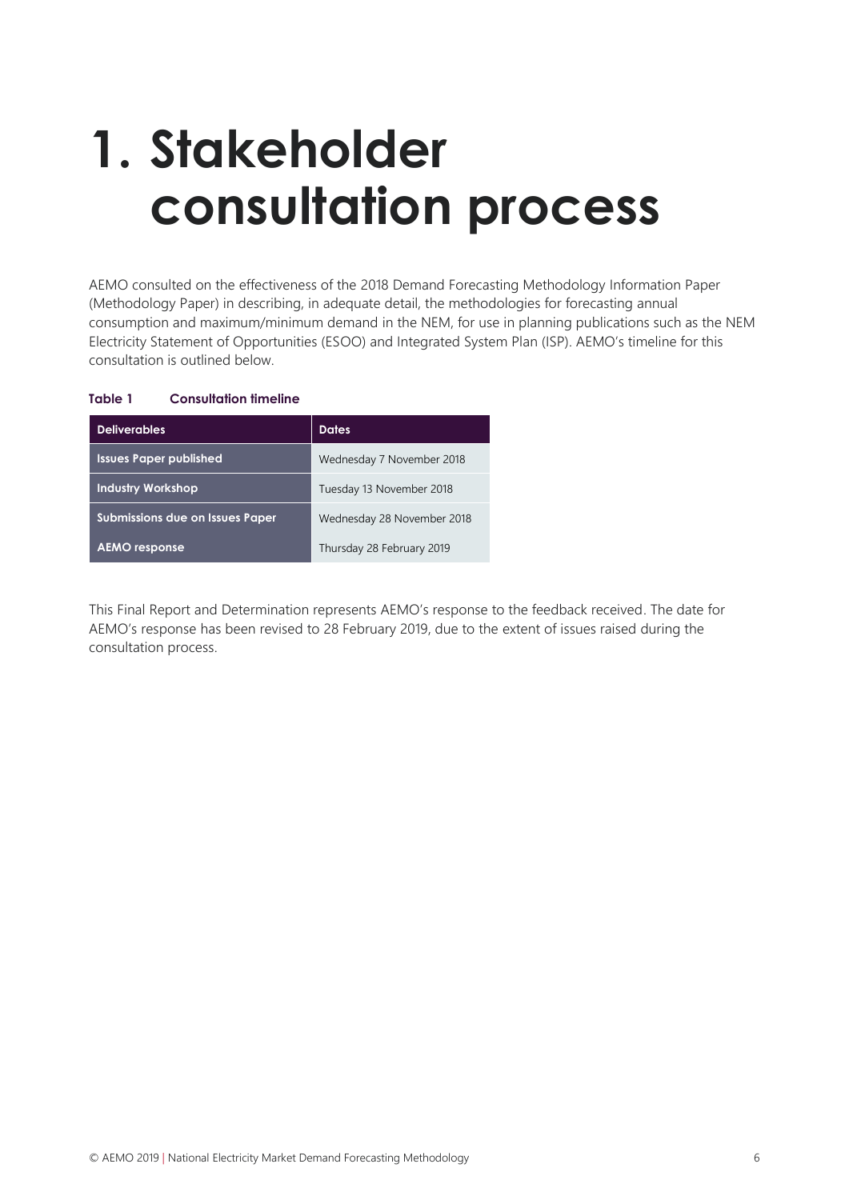# 1. Stakeholder consultation process

AEMO consulted on the effectiveness of the 2018 Demand Forecasting Methodology Information Paper (Methodology Paper) in describing, in adequate detail, the methodologies for forecasting annual consumption and maximum/minimum demand in the NEM, for use in planning publications such as the NEM Electricity Statement of Opportunities (ESOO) and Integrated System Plan (ISP). AEMO's timeline for this consultation is outlined below.

**Table 1 Consultation timeline**

| Deliverables | Dates |
| --- | --- |
| **Issues Paper published** | Wednesday 7 November 2018 |
| **Industry Workshop** | Tuesday 13 November 2018 |
| **Submissions due on Issues Paper** | Wednesday 28 November 2018 |
| **AEMO response** | Thursday 28 February 2019 |

This Final Report and Determination represents AEMO's response to the feedback received. The date for AEMO's response has been revised to 28 February 2019, due to the extent of issues raised during the consultation process.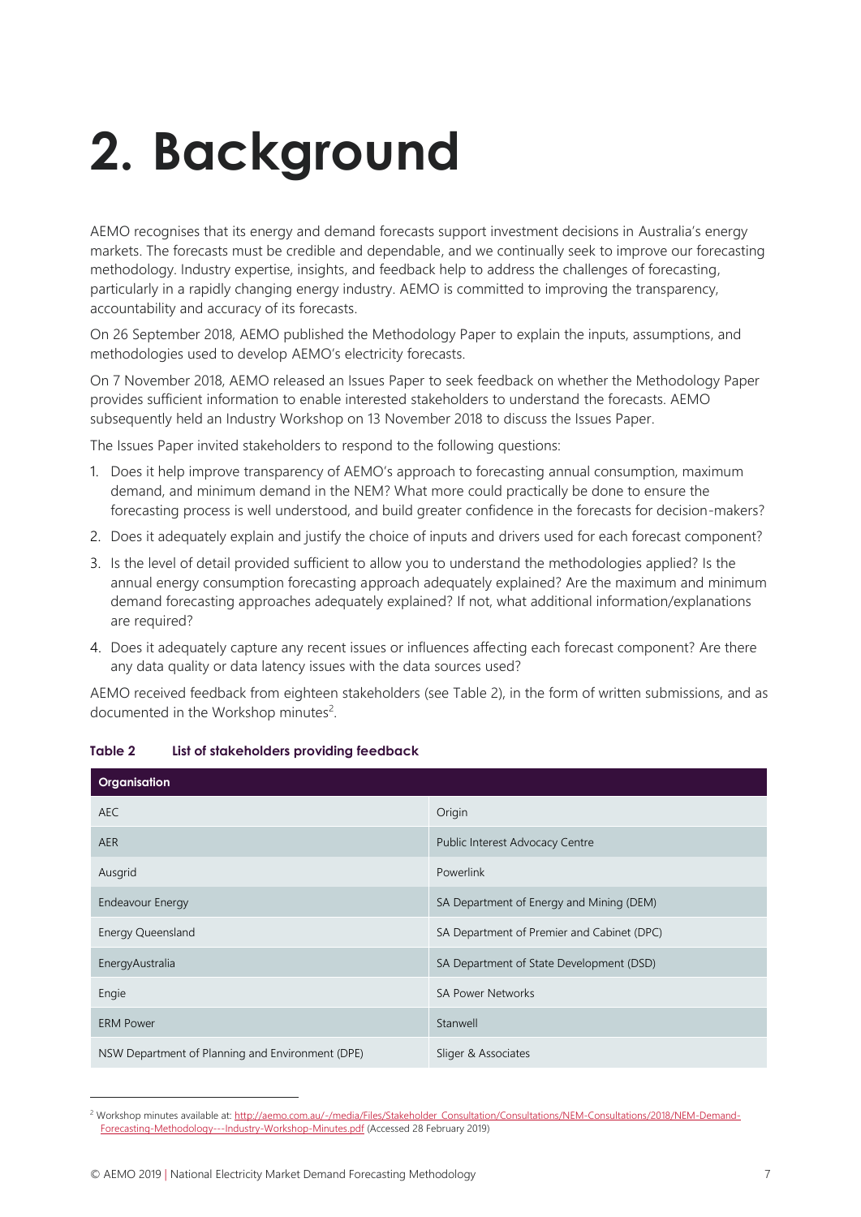# 2. Background

AEMO recognises that its energy and demand forecasts support investment decisions in Australia's energy markets. The forecasts must be credible and dependable, and we continually seek to improve our forecasting methodology. Industry expertise, insights, and feedback help to address the challenges of forecasting, particularly in a rapidly changing energy industry. AEMO is committed to improving the transparency, accountability and accuracy of its forecasts.

On 26 September 2018, AEMO published the Methodology Paper to explain the inputs, assumptions, and methodologies used to develop AEMO's electricity forecasts.

On 7 November 2018, AEMO released an Issues Paper to seek feedback on whether the Methodology Paper provides sufficient information to enable interested stakeholders to understand the forecasts. AEMO subsequently held an Industry Workshop on 13 November 2018 to discuss the Issues Paper.

The Issues Paper invited stakeholders to respond to the following questions:

1. Does it help improve transparency of AEMO's approach to forecasting annual consumption, maximum demand, and minimum demand in the NEM? What more could practically be done to ensure the forecasting process is well understood, and build greater confidence in the forecasts for decision-makers?
2. Does it adequately explain and justify the choice of inputs and drivers used for each forecast component?
3. Is the level of detail provided sufficient to allow you to understand the methodologies applied? Is the annual energy consumption forecasting approach adequately explained? Are the maximum and minimum demand forecasting approaches adequately explained? If not, what additional information/explanations are required?
4. Does it adequately capture any recent issues or influences affecting each forecast component? Are there any data quality or data latency issues with the data sources used?

AEMO received feedback from eighteen stakeholders (see Table 2), in the form of written submissions, and as documented in the Workshop minutes[2].

**Table 2 List of stakeholders providing feedback**

| Organisation | |
|---|---|
| AEC | Origin |
| AER | Public Interest Advocacy Centre |
| Ausgrid | Powerlink |
| Endeavour Energy | SA Department of Energy and Mining (DEM) |
| Energy Queensland | SA Department of Premier and Cabinet (DPC) |
| EnergyAustralia | SA Department of State Development (DSD) |
| Engie | SA Power Networks |
| ERM Power | Stanwell |
| NSW Department of Planning and Environment (DPE) | Sliger & Associates |

[2] Workshop minutes available at: http://aemo.com.au/-/media/Files/Stakeholder_Consultation/Consultations/NEM-Consultations/2018/NEM-Demand-Forecasting-Methodology---Industry-Workshop-Minutes.pdf (Accessed 28 February 2019)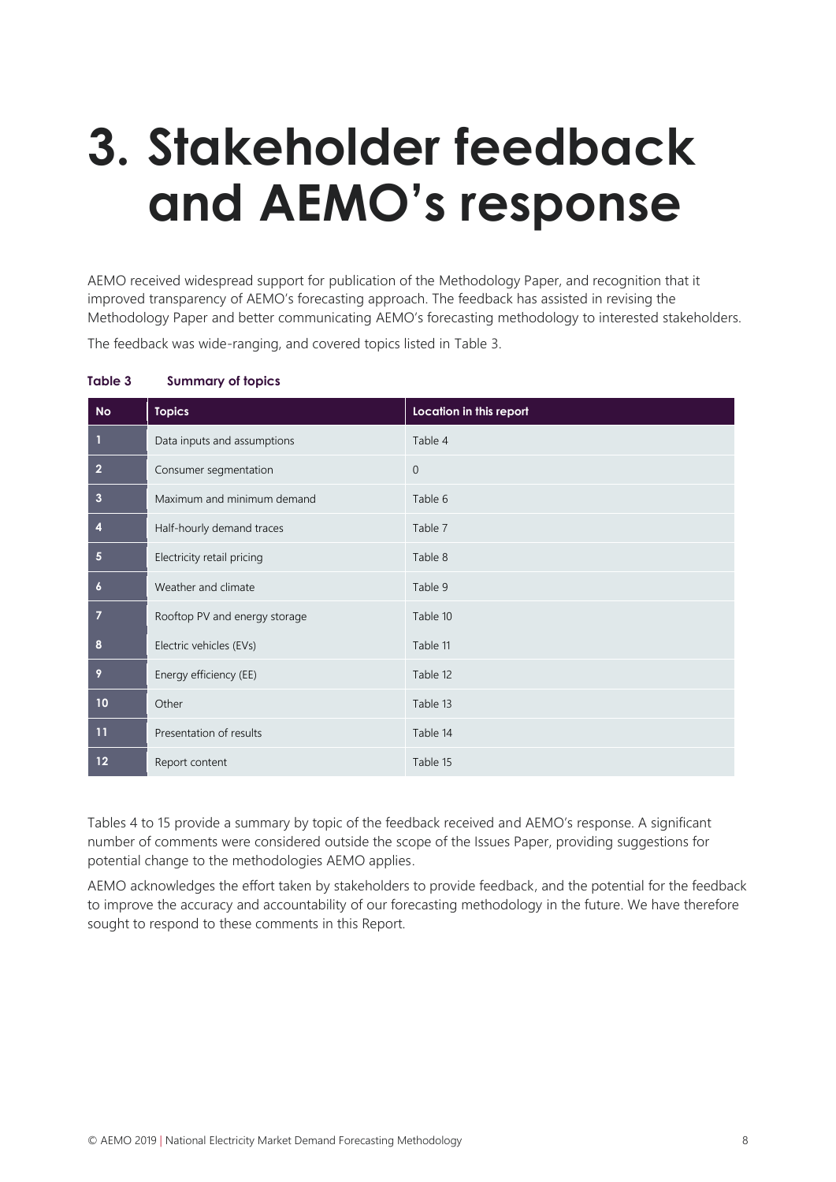# 3. Stakeholder feedback and AEMO's response

AEMO received widespread support for publication of the Methodology Paper, and recognition that it improved transparency of AEMO's forecasting approach. The feedback has assisted in revising the Methodology Paper and better communicating AEMO's forecasting methodology to interested stakeholders.

The feedback was wide-ranging, and covered topics listed in Table 3.

**Table 3 Summary of topics**

| No | Topics | Location in this report |
|---|---|---|
| 1 | Data inputs and assumptions | Table 4 |
| 2 | Consumer segmentation | 0 |
| 3 | Maximum and minimum demand | Table 6 |
| 4 | Half-hourly demand traces | Table 7 |
| 5 | Electricity retail pricing | Table 8 |
| 6 | Weather and climate | Table 9 |
| 7 | Rooftop PV and energy storage | Table 10 |
| 8 | Electric vehicles (EVs) | Table 11 |
| 9 | Energy efficiency (EE) | Table 12 |
| 10 | Other | Table 13 |
| 11 | Presentation of results | Table 14 |
| 12 | Report content | Table 15 |

Tables 4 to 15 provide a summary by topic of the feedback received and AEMO's response. A significant number of comments were considered outside the scope of the Issues Paper, providing suggestions for potential change to the methodologies AEMO applies.

AEMO acknowledges the effort taken by stakeholders to provide feedback, and the potential for the feedback to improve the accuracy and accountability of our forecasting methodology in the future. We have therefore sought to respond to these comments in this Report.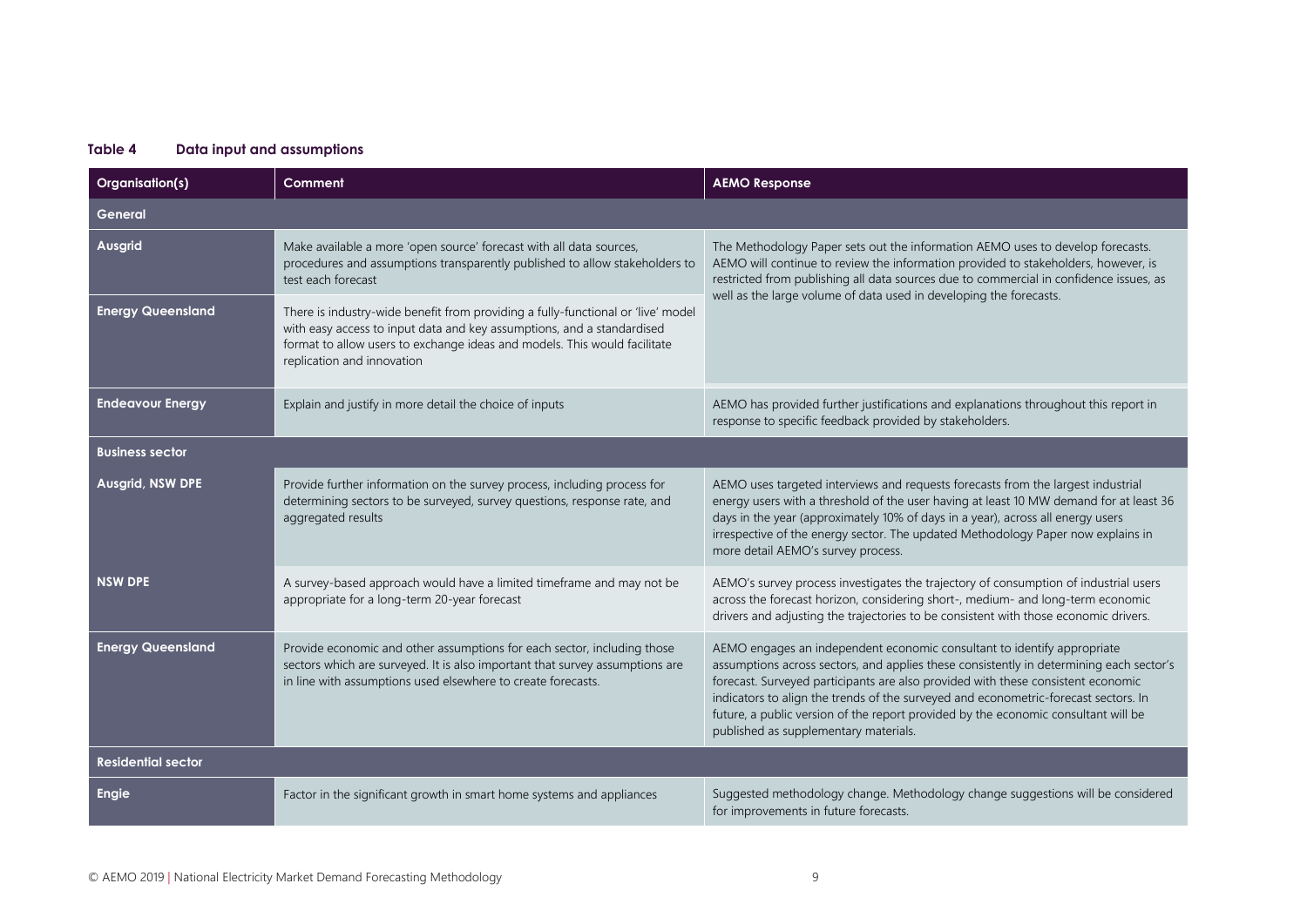**Table 4 Data input and assumptions**

| Organisation(s) | Comment | AEMO Response |
| --- | --- | --- |
| **General** | | |
| **Ausgrid** | Make available a more 'open source' forecast with all data sources, procedures and assumptions transparently published to allow stakeholders to test each forecast | The Methodology Paper sets out the information AEMO uses to develop forecasts. AEMO will continue to review the information provided to stakeholders, however, is restricted from publishing all data sources due to commercial in confidence issues, as well as the large volume of data used in developing the forecasts. |
| **Energy Queensland** | There is industry-wide benefit from providing a fully-functional or 'live' model with easy access to input data and key assumptions, and a standardised format to allow users to exchange ideas and models. This would facilitate replication and innovation | |
| **Endeavour Energy** | Explain and justify in more detail the choice of inputs | AEMO has provided further justifications and explanations throughout this report in response to specific feedback provided by stakeholders. |
| **Business sector** | | |
| **Ausgrid, NSW DPE** | Provide further information on the survey process, including process for determining sectors to be surveyed, survey questions, response rate, and aggregated results | AEMO uses targeted interviews and requests forecasts from the largest industrial energy users with a threshold of the user having at least 10 MW demand for at least 36 days in the year (approximately 10% of days in a year), across all energy users irrespective of the energy sector. The updated Methodology Paper now explains in more detail AEMO's survey process. |
| **NSW DPE** | A survey-based approach would have a limited timeframe and may not be appropriate for a long-term 20-year forecast | AEMO's survey process investigates the trajectory of consumption of industrial users across the forecast horizon, considering short-, medium- and long-term economic drivers and adjusting the trajectories to be consistent with those economic drivers. |
| **Energy Queensland** | Provide economic and other assumptions for each sector, including those sectors which are surveyed. It is also important that survey assumptions are in line with assumptions used elsewhere to create forecasts. | AEMO engages an independent economic consultant to identify appropriate assumptions across sectors, and applies these consistently in determining each sector's forecast. Surveyed participants are also provided with these consistent economic indicators to align the trends of the surveyed and econometric-forecast sectors. In future, a public version of the report provided by the economic consultant will be published as supplementary materials. |
| **Residential sector** | | |
| **Engie** | Factor in the significant growth in smart home systems and appliances | Suggested methodology change. Methodology change suggestions will be considered for improvements in future forecasts. |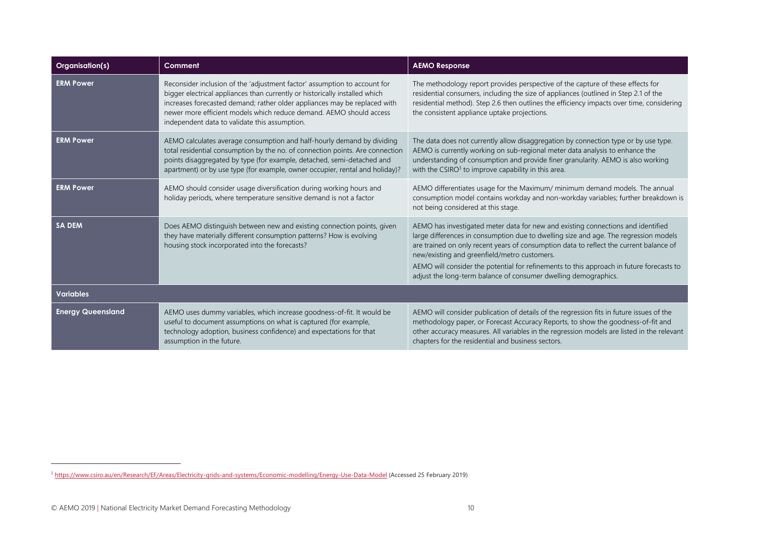| Organisation(s) | Comment | AEMO Response |
| --- | --- | --- |
| ERM Power | Reconsider inclusion of the 'adjustment factor' assumption to account for bigger electrical appliances than currently or historically installed which increases forecasted demand; rather older appliances may be replaced with newer more efficient models which reduce demand. AEMO should access independent data to validate this assumption. | The methodology report provides perspective of the capture of these effects for residential consumers, including the size of appliances (outlined in Step 2.1 of the residential method). Step 2.6 then outlines the efficiency impacts over time, considering the consistent appliance uptake projections. |
| ERM Power | AEMO calculates average consumption and half-hourly demand by dividing total residential consumption by the no. of connection points. Are connection points disaggregated by type (for example, detached, semi-detached and apartment) or by use type (for example, owner occupier, rental and holiday)? | The data does not currently allow disaggregation by connection type or by use type. AEMO is currently working on sub-regional meter data analysis to enhance the understanding of consumption and provide finer granularity. AEMO is also working with the CSIRO[3] to improve capability in this area. |
| ERM Power | AEMO should consider usage diversification during working hours and holiday periods, where temperature sensitive demand is not a factor | AEMO differentiates usage for the Maximum/ minimum demand models. The annual consumption model contains workday and non-workday variables; further breakdown is not being considered at this stage. |
| SA DEM | Does AEMO distinguish between new and existing connection points, given they have materially different consumption patterns? How is evolving housing stock incorporated into the forecasts? | AEMO has investigated meter data for new and existing connections and identified large differences in consumption due to dwelling size and age. The regression models are trained on only recent years of consumption data to reflect the current balance of new/existing and greenfield/metro customers.<br>AEMO will consider the potential for refinements to this approach in future forecasts to adjust the long-term balance of consumer dwelling demographics. |
| **Variables** | | |
| Energy Queensland | AEMO uses dummy variables, which increase goodness-of-fit. It would be useful to document assumptions on what is captured (for example, technology adoption, business confidence) and expectations for that assumption in the future. | AEMO will consider publication of details of the regression fits in future issues of the methodology paper, or Forecast Accuracy Reports, to show the goodness-of-fit and other accuracy measures. All variables in the regression models are listed in the relevant chapters for the residential and business sectors. |

[3] https://www.csiro.au/en/Research/EF/Areas/Electricity-grids-and-systems/Economic-modelling/Energy-Use-Data-Model (Accessed 25 February 2019)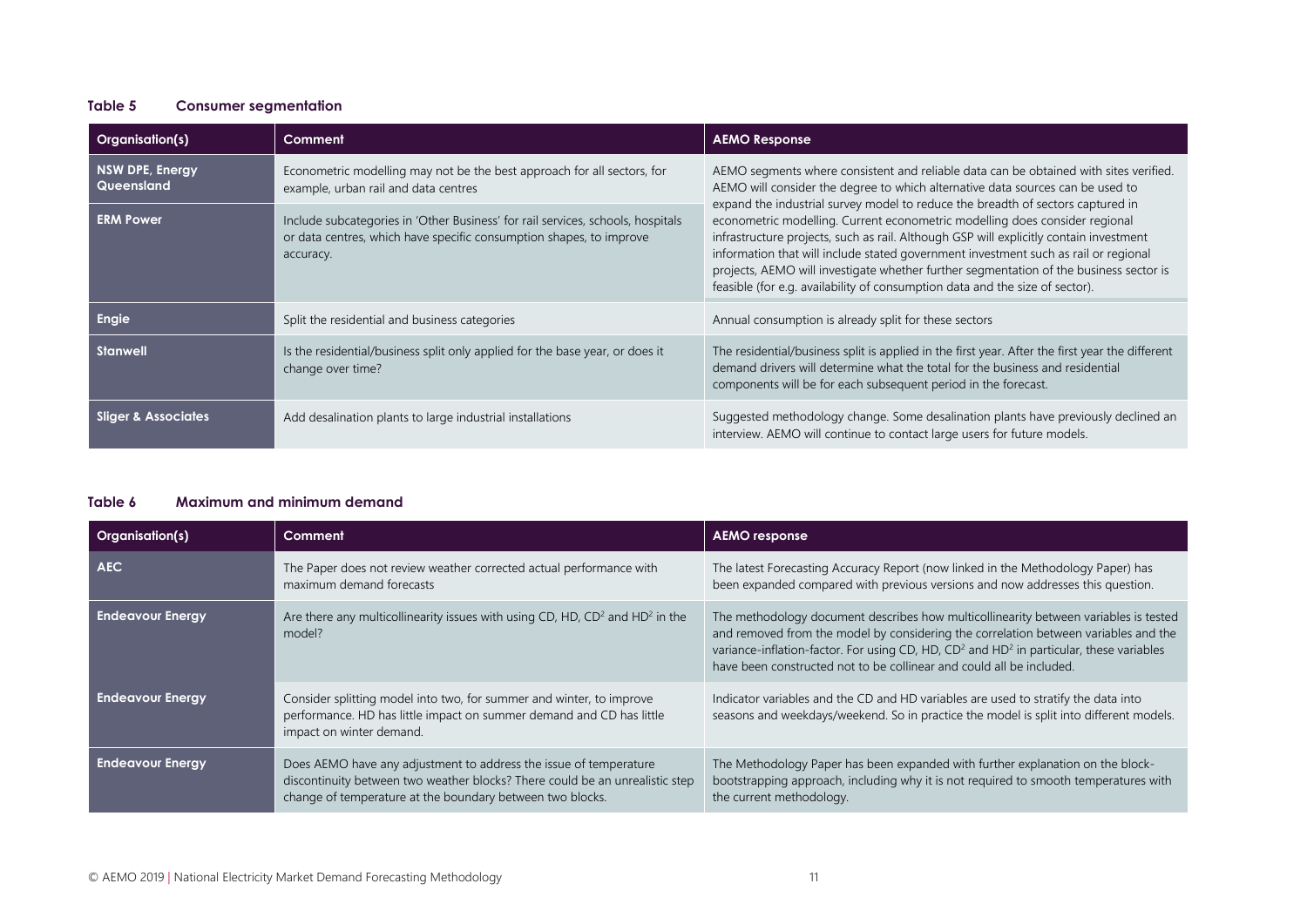**Table 5 Consumer segmentation**

| Organisation(s) | Comment | AEMO Response |
|---|---|---|
| NSW DPE, Energy Queensland | Econometric modelling may not be the best approach for all sectors, for example, urban rail and data centres | AEMO segments where consistent and reliable data can be obtained with sites verified. AEMO will consider the degree to which alternative data sources can be used to expand the industrial survey model to reduce the breadth of sectors captured in econometric modelling. Current econometric modelling does consider regional infrastructure projects, such as rail. Although GSP will explicitly contain investment information that will include stated government investment such as rail or regional projects, AEMO will investigate whether further segmentation of the business sector is feasible (for e.g. availability of consumption data and the size of sector). |
| ERM Power | Include subcategories in 'Other Business' for rail services, schools, hospitals or data centres, which have specific consumption shapes, to improve accuracy. | |
| Engie | Split the residential and business categories | Annual consumption is already split for these sectors |
| Stanwell | Is the residential/business split only applied for the base year, or does it change over time? | The residential/business split is applied in the first year. After the first year the different demand drivers will determine what the total for the business and residential components will be for each subsequent period in the forecast. |
| Sliger & Associates | Add desalination plants to large industrial installations | Suggested methodology change. Some desalination plants have previously declined an interview. AEMO will continue to contact large users for future models. |

**Table 6 Maximum and minimum demand**

| Organisation(s) | Comment | AEMO response |
|---|---|---|
| AEC | The Paper does not review weather corrected actual performance with maximum demand forecasts | The latest Forecasting Accuracy Report (now linked in the Methodology Paper) has been expanded compared with previous versions and now addresses this question. |
| Endeavour Energy | Are there any multicollinearity issues with using CD, HD, $CD^2$ and $HD^2$ in the model? | The methodology document describes how multicollinearity between variables is tested and removed from the model by considering the correlation between variables and the variance-inflation-factor. For using CD, HD, $CD^2$ and $HD^2$ in particular, these variables have been constructed not to be collinear and could all be included. |
| Endeavour Energy | Consider splitting model into two, for summer and winter, to improve performance. HD has little impact on summer demand and CD has little impact on winter demand. | Indicator variables and the CD and HD variables are used to stratify the data into seasons and weekdays/weekend. So in practice the model is split into different models. |
| Endeavour Energy | Does AEMO have any adjustment to address the issue of temperature discontinuity between two weather blocks? There could be an unrealistic step change of temperature at the boundary between two blocks. | The Methodology Paper has been expanded with further explanation on the block-bootstrapping approach, including why it is not required to smooth temperatures with the current methodology. |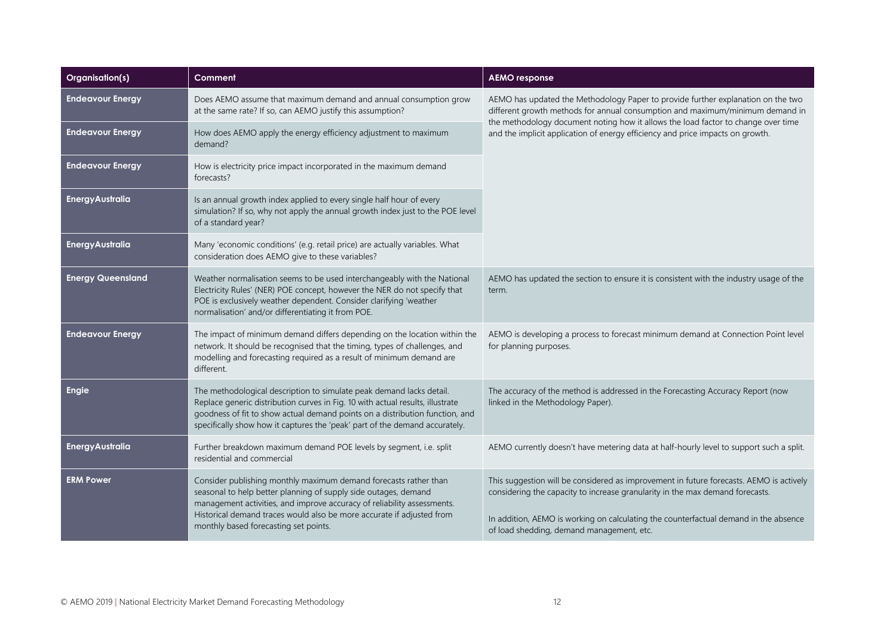| Organisation(s) | Comment | AEMO response |
|---|---|---|
| **Endeavour Energy** | Does AEMO assume that maximum demand and annual consumption grow at the same rate? If so, can AEMO justify this assumption? | AEMO has updated the Methodology Paper to provide further explanation on the two different growth methods for annual consumption and maximum/minimum demand in the methodology document noting how it allows the load factor to change over time and the implicit application of energy efficiency and price impacts on growth. |
| **Endeavour Energy** | How does AEMO apply the energy efficiency adjustment to maximum demand? | |
| **Endeavour Energy** | How is electricity price impact incorporated in the maximum demand forecasts? | |
| **EnergyAustralia** | Is an annual growth index applied to every single half hour of every simulation? If so, why not apply the annual growth index just to the POE level of a standard year? | |
| **EnergyAustralia** | Many 'economic conditions' (e.g. retail price) are actually variables. What consideration does AEMO give to these variables? | |
| **Energy Queensland** | Weather normalisation seems to be used interchangeably with the National Electricity Rules' (NER) POE concept, however the NER do not specify that POE is exclusively weather dependent. Consider clarifying 'weather normalisation' and/or differentiating it from POE. | AEMO has updated the section to ensure it is consistent with the industry usage of the term. |
| **Endeavour Energy** | The impact of minimum demand differs depending on the location within the network. It should be recognised that the timing, types of challenges, and modelling and forecasting required as a result of minimum demand are different. | AEMO is developing a process to forecast minimum demand at Connection Point level for planning purposes. |
| **Engie** | The methodological description to simulate peak demand lacks detail. Replace generic distribution curves in Fig. 10 with actual results, illustrate goodness of fit to show actual demand points on a distribution function, and specifically show how it captures the 'peak' part of the demand accurately. | The accuracy of the method is addressed in the Forecasting Accuracy Report (now linked in the Methodology Paper). |
| **EnergyAustralia** | Further breakdown maximum demand POE levels by segment, i.e. split residential and commercial | AEMO currently doesn't have metering data at half-hourly level to support such a split. |
| **ERM Power** | Consider publishing monthly maximum demand forecasts rather than seasonal to help better planning of supply side outages, demand management activities, and improve accuracy of reliability assessments. Historical demand traces would also be more accurate if adjusted from monthly based forecasting set points. | This suggestion will be considered as improvement in future forecasts. AEMO is actively considering the capacity to increase granularity in the max demand forecasts.<br><br>In addition, AEMO is working on calculating the counterfactual demand in the absence of load shedding, demand management, etc. |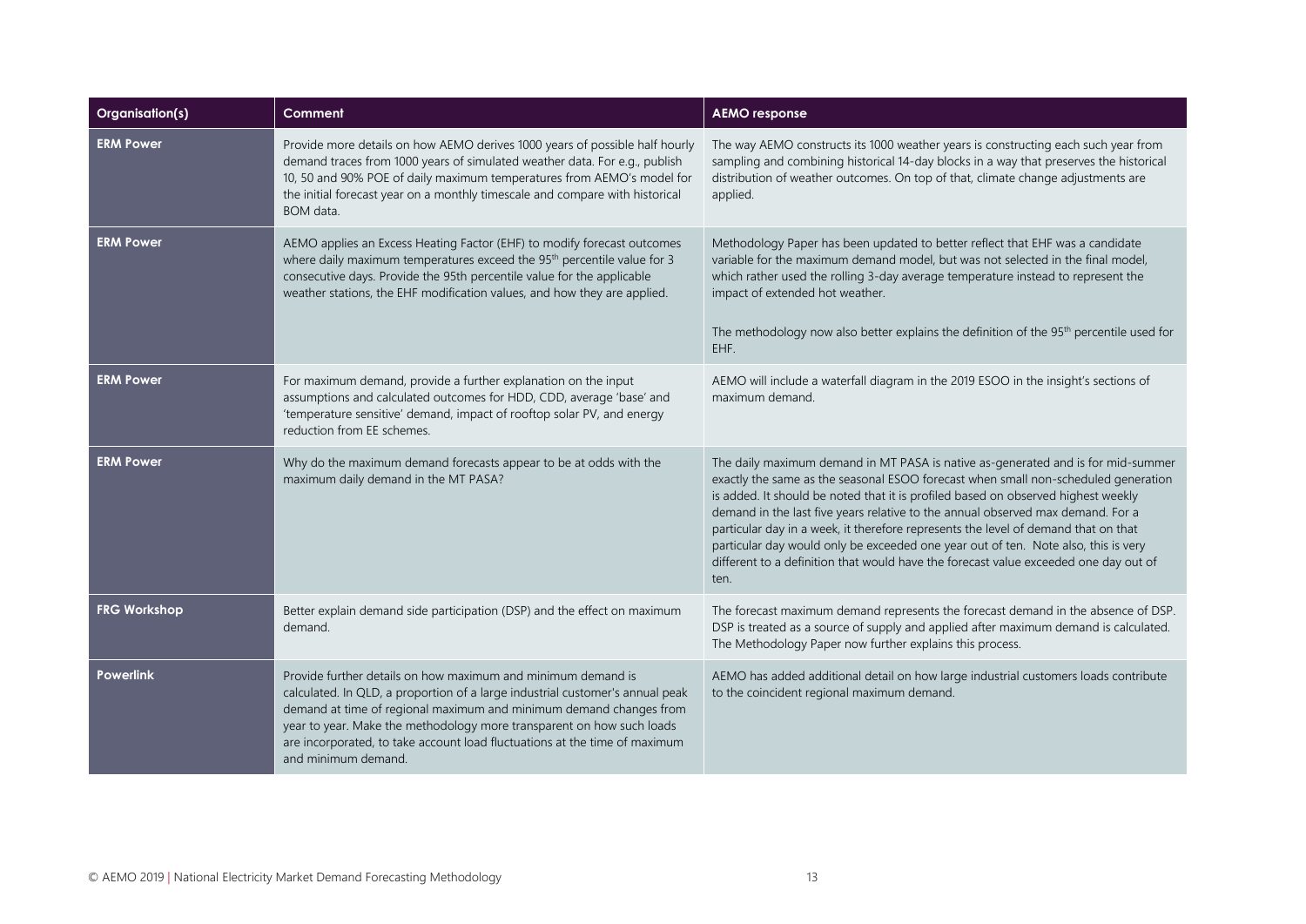| Organisation(s) | Comment | AEMO response |
|---|---|---|
| ERM Power | Provide more details on how AEMO derives 1000 years of possible half hourly demand traces from 1000 years of simulated weather data. For e.g., publish 10, 50 and 90% POE of daily maximum temperatures from AEMO's model for the initial forecast year on a monthly timescale and compare with historical BOM data. | The way AEMO constructs its 1000 weather years is constructing each such year from sampling and combining historical 14-day blocks in a way that preserves the historical distribution of weather outcomes. On top of that, climate change adjustments are applied. |
| ERM Power | AEMO applies an Excess Heating Factor (EHF) to modify forecast outcomes where daily maximum temperatures exceed the 95th percentile value for 3 consecutive days. Provide the 95th percentile value for the applicable weather stations, the EHF modification values, and how they are applied. | Methodology Paper has been updated to better reflect that EHF was a candidate variable for the maximum demand model, but was not selected in the final model, which rather used the rolling 3-day average temperature instead to represent the impact of extended hot weather.<br><br>The methodology now also better explains the definition of the 95th percentile used for EHF. |
| ERM Power | For maximum demand, provide a further explanation on the input assumptions and calculated outcomes for HDD, CDD, average 'base' and 'temperature sensitive' demand, impact of rooftop solar PV, and energy reduction from EE schemes. | AEMO will include a waterfall diagram in the 2019 ESOO in the insight's sections of maximum demand. |
| ERM Power | Why do the maximum demand forecasts appear to be at odds with the maximum daily demand in the MT PASA? | The daily maximum demand in MT PASA is native as-generated and is for mid-summer exactly the same as the seasonal ESOO forecast when small non-scheduled generation is added. It should be noted that it is profiled based on observed highest weekly demand in the last five years relative to the annual observed max demand. For a particular day in a week, it therefore represents the level of demand that on that particular day would only be exceeded one year out of ten. Note also, this is very different to a definition that would have the forecast value exceeded one day out of ten. |
| FRG Workshop | Better explain demand side participation (DSP) and the effect on maximum demand. | The forecast maximum demand represents the forecast demand in the absence of DSP. DSP is treated as a source of supply and applied after maximum demand is calculated. The Methodology Paper now further explains this process. |
| Powerlink | Provide further details on how maximum and minimum demand is calculated. In QLD, a proportion of a large industrial customer's annual peak demand at time of regional maximum and minimum demand changes from year to year. Make the methodology more transparent on how such loads are incorporated, to take account load fluctuations at the time of maximum and minimum demand. | AEMO has added additional detail on how large industrial customers loads contribute to the coincident regional maximum demand. |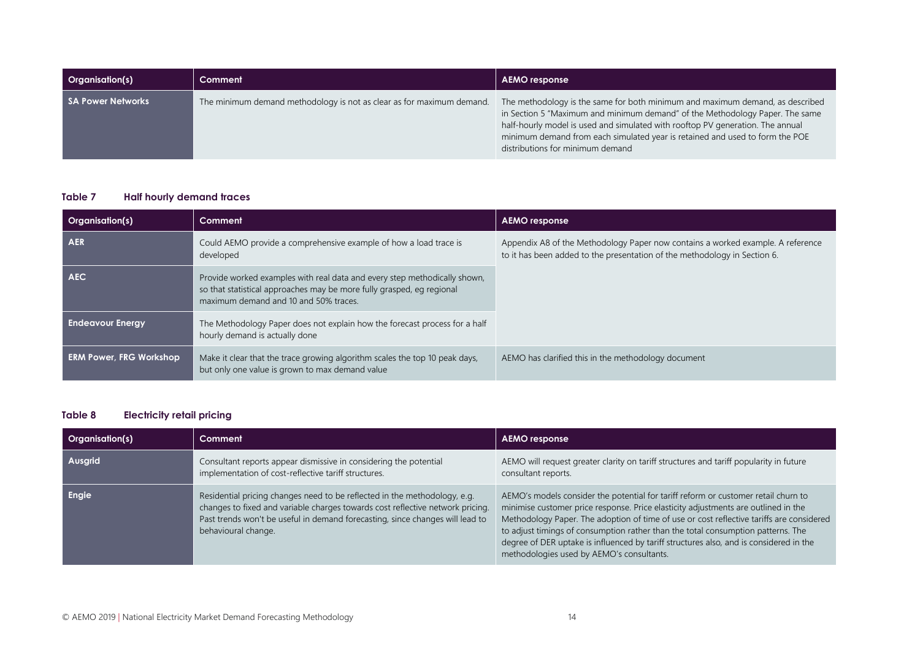| Organisation(s) | Comment | AEMO response |
|---|---|---|
| SA Power Networks | The minimum demand methodology is not as clear as for maximum demand. | The methodology is the same for both minimum and maximum demand, as described in Section 5 "Maximum and minimum demand" of the Methodology Paper. The same half-hourly model is used and simulated with rooftop PV generation. The annual minimum demand from each simulated year is retained and used to form the POE distributions for minimum demand |

**Table 7 Half hourly demand traces**

| Organisation(s) | Comment | AEMO response |
|---|---|---|
| AER | Could AEMO provide a comprehensive example of how a load trace is developed | Appendix A8 of the Methodology Paper now contains a worked example. A reference to it has been added to the presentation of the methodology in Section 6. |
| AEC | Provide worked examples with real data and every step methodically shown, so that statistical approaches may be more fully grasped, eg regional maximum demand and 10 and 50% traces. | |
| Endeavour Energy | The Methodology Paper does not explain how the forecast process for a half hourly demand is actually done | |
| ERM Power, FRG Workshop | Make it clear that the trace growing algorithm scales the top 10 peak days, but only one value is grown to max demand value | AEMO has clarified this in the methodology document |

**Table 8 Electricity retail pricing**

| Organisation(s) | Comment | AEMO response |
|---|---|---|
| Ausgrid | Consultant reports appear dismissive in considering the potential implementation of cost-reflective tariff structures. | AEMO will request greater clarity on tariff structures and tariff popularity in future consultant reports. |
| Engie | Residential pricing changes need to be reflected in the methodology, e.g. changes to fixed and variable charges towards cost reflective network pricing. Past trends won't be useful in demand forecasting, since changes will lead to behavioural change. | AEMO's models consider the potential for tariff reform or customer retail churn to minimise customer price response. Price elasticity adjustments are outlined in the Methodology Paper. The adoption of time of use or cost reflective tariffs are considered to adjust timings of consumption rather than the total consumption patterns. The degree of DER uptake is influenced by tariff structures also, and is considered in the methodologies used by AEMO's consultants. |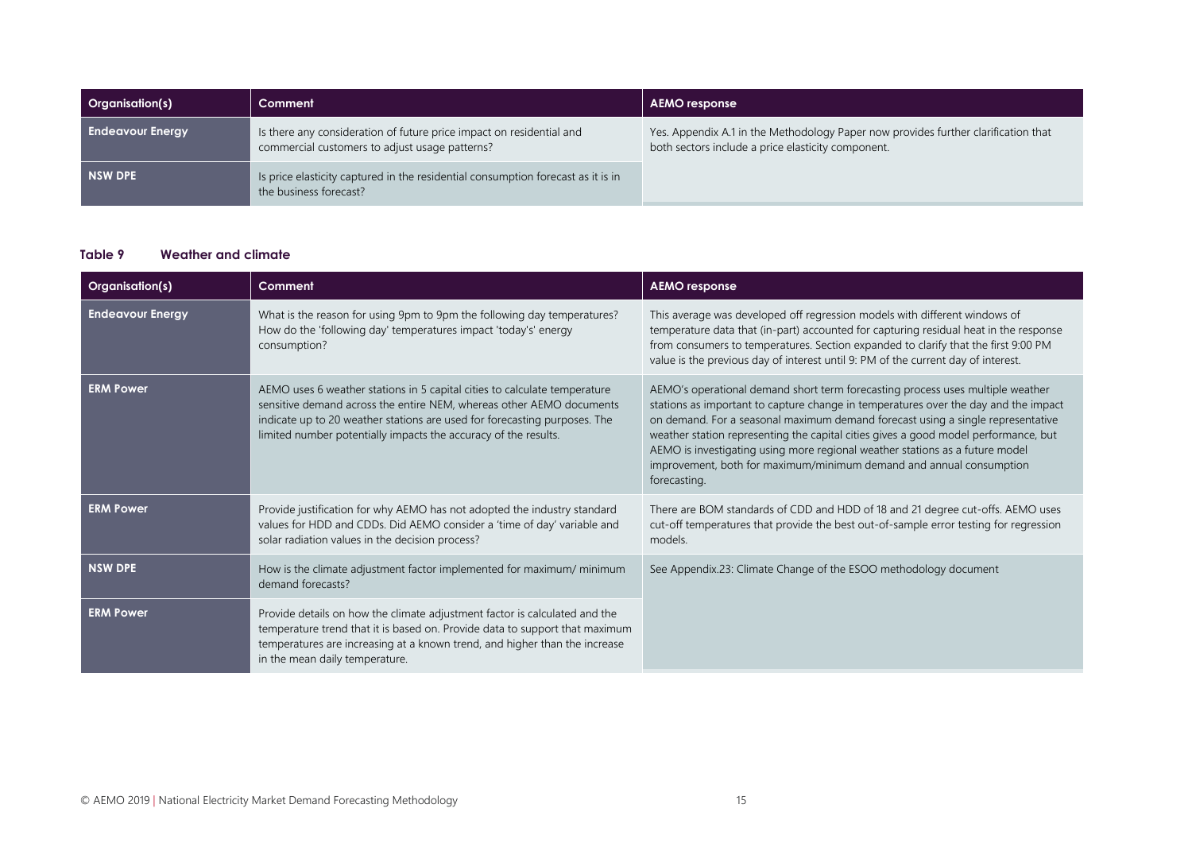| Organisation(s) | Comment | AEMO response |
|---|---|---|
| Endeavour Energy | Is there any consideration of future price impact on residential and commercial customers to adjust usage patterns? | Yes. Appendix A.1 in the Methodology Paper now provides further clarification that both sectors include a price elasticity component. |
| NSW DPE | Is price elasticity captured in the residential consumption forecast as it is in the business forecast? | |

**Table 9 Weather and climate**

| Organisation(s) | Comment | AEMO response |
|---|---|---|
| Endeavour Energy | What is the reason for using 9pm to 9pm the following day temperatures? How do the 'following day' temperatures impact 'today's' energy consumption? | This average was developed off regression models with different windows of temperature data that (in-part) accounted for capturing residual heat in the response from consumers to temperatures. Section expanded to clarify that the first 9:00 PM value is the previous day of interest until 9: PM of the current day of interest. |
| ERM Power | AEMO uses 6 weather stations in 5 capital cities to calculate temperature sensitive demand across the entire NEM, whereas other AEMO documents indicate up to 20 weather stations are used for forecasting purposes. The limited number potentially impacts the accuracy of the results. | AEMO's operational demand short term forecasting process uses multiple weather stations as important to capture change in temperatures over the day and the impact on demand. For a seasonal maximum demand forecast using a single representative weather station representing the capital cities gives a good model performance, but AEMO is investigating using more regional weather stations as a future model improvement, both for maximum/minimum demand and annual consumption forecasting. |
| ERM Power | Provide justification for why AEMO has not adopted the industry standard values for HDD and CDDs. Did AEMO consider a 'time of day' variable and solar radiation values in the decision process? | There are BOM standards of CDD and HDD of 18 and 21 degree cut-offs. AEMO uses cut-off temperatures that provide the best out-of-sample error testing for regression models. |
| NSW DPE | How is the climate adjustment factor implemented for maximum/ minimum demand forecasts? | See Appendix.23: Climate Change of the ESOO methodology document |
| ERM Power | Provide details on how the climate adjustment factor is calculated and the temperature trend that it is based on. Provide data to support that maximum temperatures are increasing at a known trend, and higher than the increase in the mean daily temperature. | |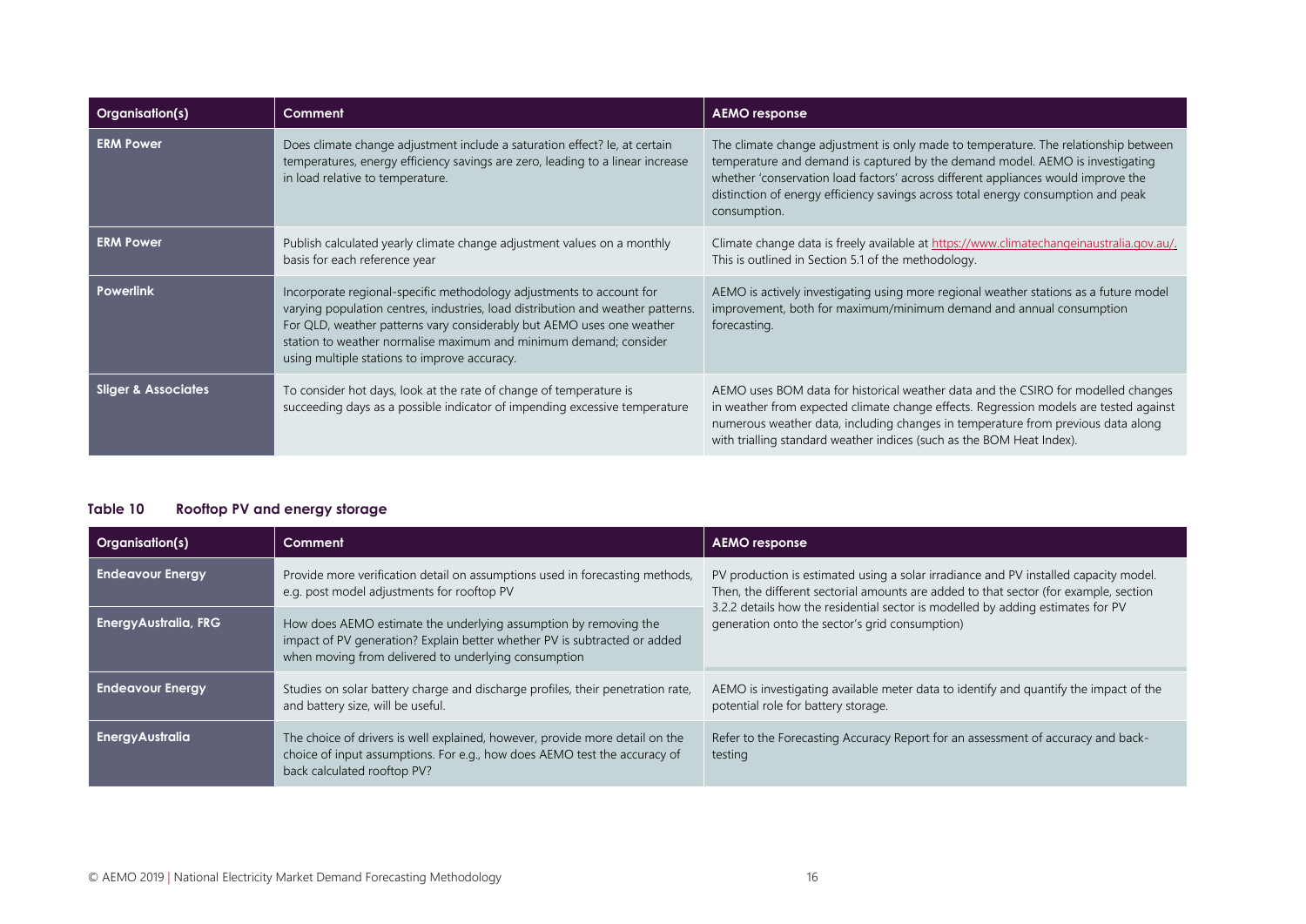| Organisation(s) | Comment | AEMO response |
| --- | --- | --- |
| ERM Power | Does climate change adjustment include a saturation effect? Ie, at certain temperatures, energy efficiency savings are zero, leading to a linear increase in load relative to temperature. | The climate change adjustment is only made to temperature. The relationship between temperature and demand is captured by the demand model. AEMO is investigating whether 'conservation load factors' across different appliances would improve the distinction of energy efficiency savings across total energy consumption and peak consumption. |
| ERM Power | Publish calculated yearly climate change adjustment values on a monthly basis for each reference year | Climate change data is freely available at https://www.climatechangeinaustralia.gov.au/. This is outlined in Section 5.1 of the methodology. |
| Powerlink | Incorporate regional-specific methodology adjustments to account for varying population centres, industries, load distribution and weather patterns. For QLD, weather patterns vary considerably but AEMO uses one weather station to weather normalise maximum and minimum demand; consider using multiple stations to improve accuracy. | AEMO is actively investigating using more regional weather stations as a future model improvement, both for maximum/minimum demand and annual consumption forecasting. |
| Sliger & Associates | To consider hot days, look at the rate of change of temperature is succeeding days as a possible indicator of impending excessive temperature | AEMO uses BOM data for historical weather data and the CSIRO for modelled changes in weather from expected climate change effects. Regression models are tested against numerous weather data, including changes in temperature from previous data along with trialling standard weather indices (such as the BOM Heat Index). |

**Table 10 Rooftop PV and energy storage**

| Organisation(s) | Comment | AEMO response |
| --- | --- | --- |
| Endeavour Energy | Provide more verification detail on assumptions used in forecasting methods, e.g. post model adjustments for rooftop PV | PV production is estimated using a solar irradiance and PV installed capacity model. Then, the different sectorial amounts are added to that sector (for example, section 3.2.2 details how the residential sector is modelled by adding estimates for PV generation onto the sector's grid consumption) |
| EnergyAustralia, FRG | How does AEMO estimate the underlying assumption by removing the impact of PV generation? Explain better whether PV is subtracted or added when moving from delivered to underlying consumption | |
| Endeavour Energy | Studies on solar battery charge and discharge profiles, their penetration rate, and battery size, will be useful. | AEMO is investigating available meter data to identify and quantify the impact of the potential role for battery storage. |
| EnergyAustralia | The choice of drivers is well explained, however, provide more detail on the choice of input assumptions. For e.g., how does AEMO test the accuracy of back calculated rooftop PV? | Refer to the Forecasting Accuracy Report for an assessment of accuracy and back-testing |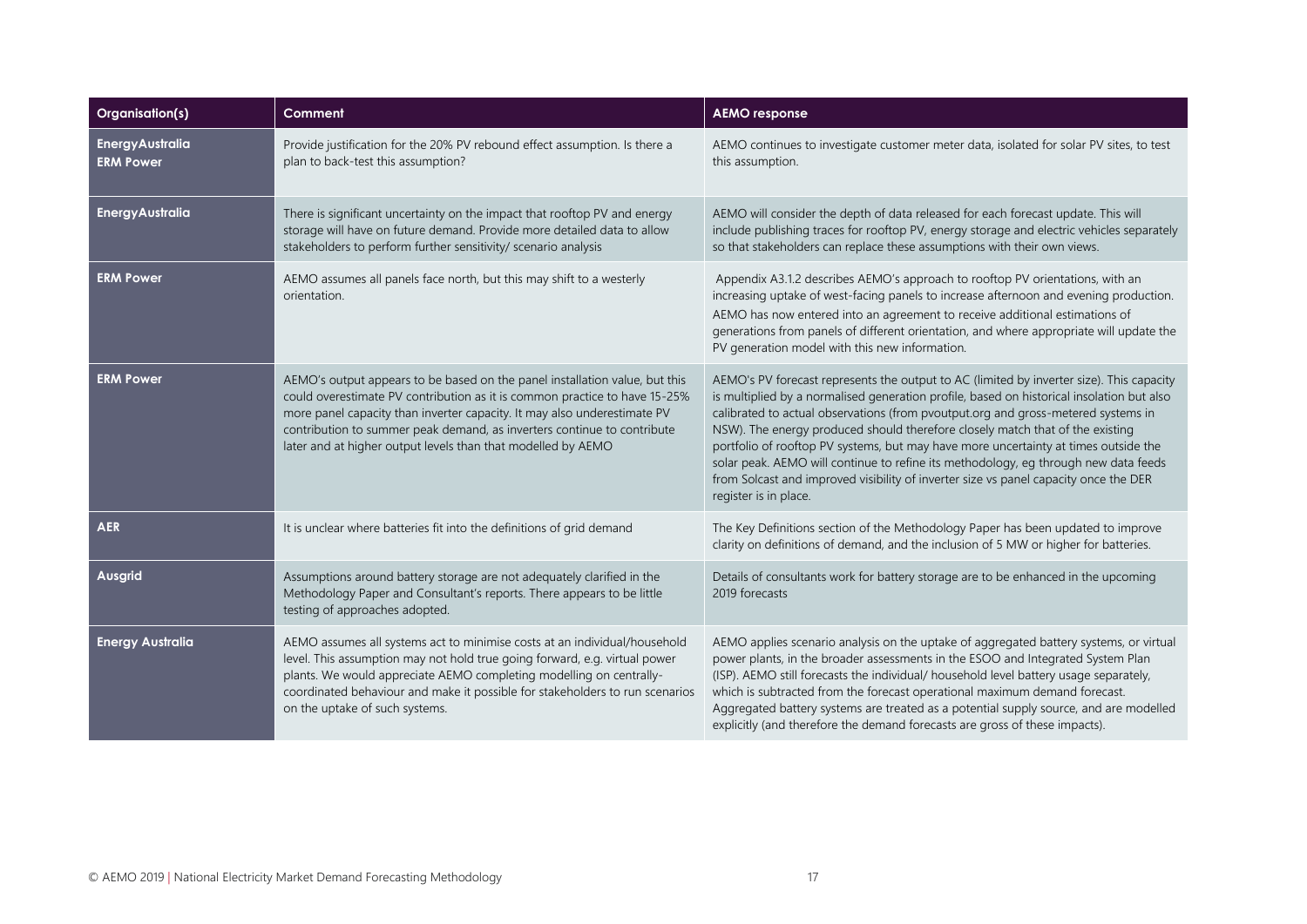| Organisation(s) | Comment | AEMO response |
| --- | --- | --- |
| **EnergyAustralia**<br>**ERM Power** | Provide justification for the 20% PV rebound effect assumption. Is there a plan to back-test this assumption? | AEMO continues to investigate customer meter data, isolated for solar PV sites, to test this assumption. |
| **EnergyAustralia** | There is significant uncertainty on the impact that rooftop PV and energy storage will have on future demand. Provide more detailed data to allow stakeholders to perform further sensitivity/ scenario analysis | AEMO will consider the depth of data released for each forecast update. This will include publishing traces for rooftop PV, energy storage and electric vehicles separately so that stakeholders can replace these assumptions with their own views. |
| **ERM Power** | AEMO assumes all panels face north, but this may shift to a westerly orientation. | Appendix A3.1.2 describes AEMO's approach to rooftop PV orientations, with an increasing uptake of west-facing panels to increase afternoon and evening production. AEMO has now entered into an agreement to receive additional estimations of generations from panels of different orientation, and where appropriate will update the PV generation model with this new information. |
| **ERM Power** | AEMO's output appears to be based on the panel installation value, but this could overestimate PV contribution as it is common practice to have 15-25% more panel capacity than inverter capacity. It may also underestimate PV contribution to summer peak demand, as inverters continue to contribute later and at higher output levels than that modelled by AEMO | AEMO's PV forecast represents the output to AC (limited by inverter size). This capacity is multiplied by a normalised generation profile, based on historical insolation but also calibrated to actual observations (from pvoutput.org and gross-metered systems in NSW). The energy produced should therefore closely match that of the existing portfolio of rooftop PV systems, but may have more uncertainty at times outside the solar peak. AEMO will continue to refine its methodology, eg through new data feeds from Solcast and improved visibility of inverter size vs panel capacity once the DER register is in place. |
| **AER** | It is unclear where batteries fit into the definitions of grid demand | The Key Definitions section of the Methodology Paper has been updated to improve clarity on definitions of demand, and the inclusion of 5 MW or higher for batteries. |
| **Ausgrid** | Assumptions around battery storage are not adequately clarified in the Methodology Paper and Consultant's reports. There appears to be little testing of approaches adopted. | Details of consultants work for battery storage are to be enhanced in the upcoming 2019 forecasts |
| **Energy Australia** | AEMO assumes all systems act to minimise costs at an individual/household level. This assumption may not hold true going forward, e.g. virtual power plants. We would appreciate AEMO completing modelling on centrally-coordinated behaviour and make it possible for stakeholders to run scenarios on the uptake of such systems. | AEMO applies scenario analysis on the uptake of aggregated battery systems, or virtual power plants, in the broader assessments in the ESOO and Integrated System Plan (ISP). AEMO still forecasts the individual/ household level battery usage separately, which is subtracted from the forecast operational maximum demand forecast. Aggregated battery systems are treated as a potential supply source, and are modelled explicitly (and therefore the demand forecasts are gross of these impacts). |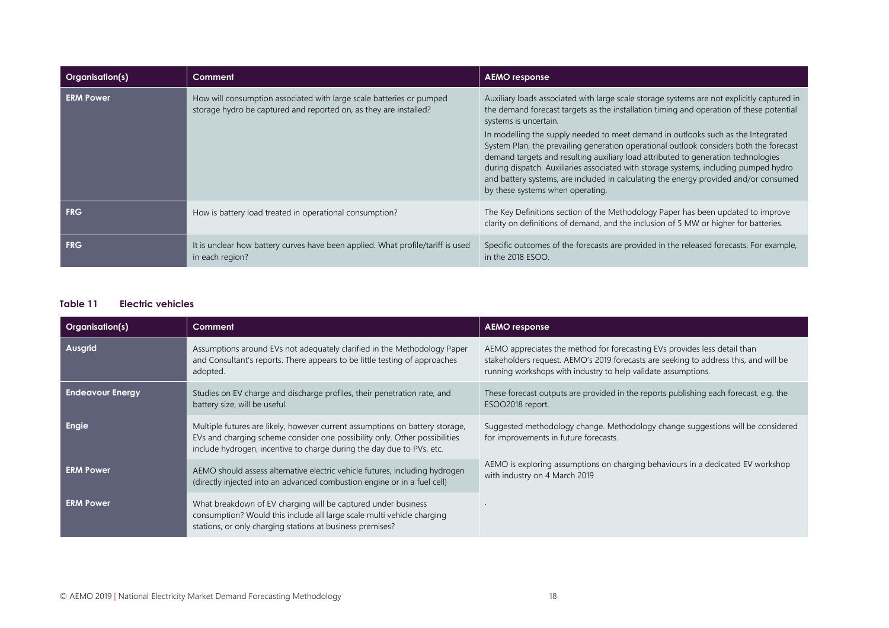| Organisation(s) | Comment | AEMO response |
|---|---|---|
| ERM Power | How will consumption associated with large scale batteries or pumped storage hydro be captured and reported on, as they are installed? | Auxiliary loads associated with large scale storage systems are not explicitly captured in the demand forecast targets as the installation timing and operation of these potential systems is uncertain.<br>In modelling the supply needed to meet demand in outlooks such as the Integrated System Plan, the prevailing generation operational outlook considers both the forecast demand targets and resulting auxiliary load attributed to generation technologies during dispatch. Auxiliaries associated with storage systems, including pumped hydro and battery systems, are included in calculating the energy provided and/or consumed by these systems when operating. |
| FRG | How is battery load treated in operational consumption? | The Key Definitions section of the Methodology Paper has been updated to improve clarity on definitions of demand, and the inclusion of 5 MW or higher for batteries. |
| FRG | It is unclear how battery curves have been applied. What profile/tariff is used in each region? | Specific outcomes of the forecasts are provided in the released forecasts. For example, in the 2018 ESOO. |

#### Table 11 Electric vehicles

| Organisation(s) | Comment | AEMO response |
|---|---|---|
| Ausgrid | Assumptions around EVs not adequately clarified in the Methodology Paper and Consultant's reports. There appears to be little testing of approaches adopted. | AEMO appreciates the method for forecasting EVs provides less detail than stakeholders request. AEMO's 2019 forecasts are seeking to address this, and will be running workshops with industry to help validate assumptions. |
| Endeavour Energy | Studies on EV charge and discharge profiles, their penetration rate, and battery size, will be useful. | These forecast outputs are provided in the reports publishing each forecast, e.g. the ESOO2018 report. |
| Engie | Multiple futures are likely, however current assumptions on battery storage, EVs and charging scheme consider one possibility only. Other possibilities include hydrogen, incentive to charge during the day due to PVs, etc. | Suggested methodology change. Methodology change suggestions will be considered for improvements in future forecasts.<br>AEMO is exploring assumptions on charging behaviours in a dedicated EV workshop with industry on 4 March 2019 |
| ERM Power | AEMO should assess alternative electric vehicle futures, including hydrogen (directly injected into an advanced combustion engine or in a fuel cell) | |
| ERM Power | What breakdown of EV charging will be captured under business consumption? Would this include all large scale multi vehicle charging stations, or only charging stations at business premises? | . |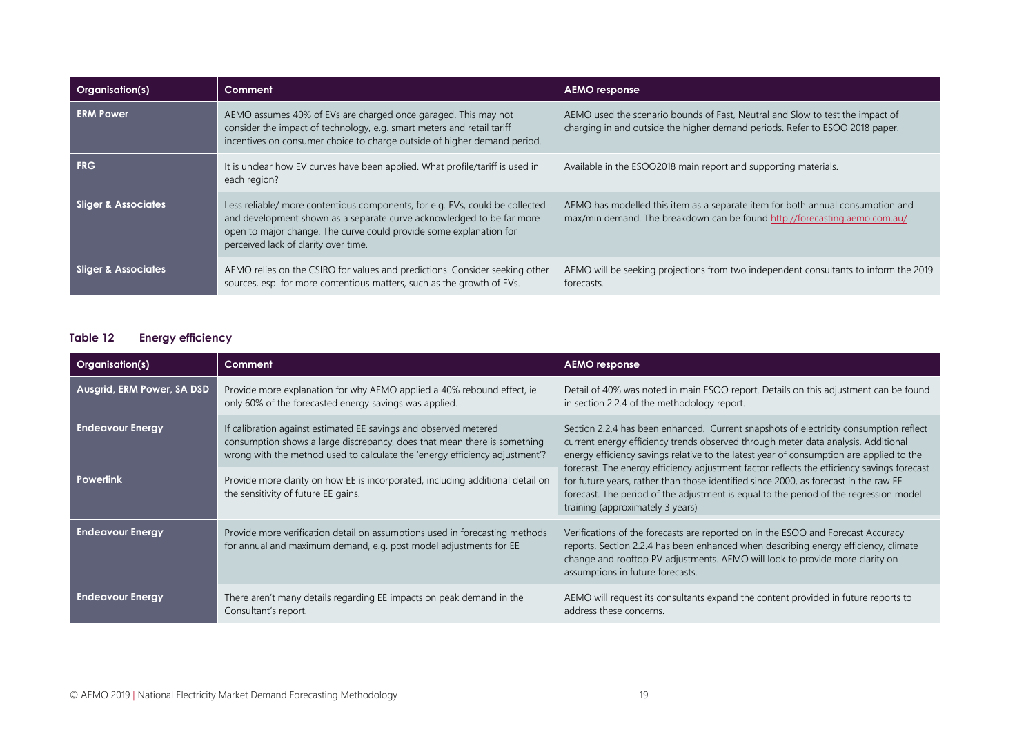| Organisation(s) | Comment | AEMO response |
| --- | --- | --- |
| **ERM Power** | AEMO assumes 40% of EVs are charged once garaged. This may not consider the impact of technology, e.g. smart meters and retail tariff incentives on consumer choice to charge outside of higher demand period. | AEMO used the scenario bounds of Fast, Neutral and Slow to test the impact of charging in and outside the higher demand periods. Refer to ESOO 2018 paper. |
| **FRG** | It is unclear how EV curves have been applied. What profile/tariff is used in each region? | Available in the ESOO2018 main report and supporting materials. |
| **Sliger & Associates** | Less reliable/ more contentious components, for e.g. EVs, could be collected and development shown as a separate curve acknowledged to be far more open to major change. The curve could provide some explanation for perceived lack of clarity over time. | AEMO has modelled this item as a separate item for both annual consumption and max/min demand. The breakdown can be found http://forecasting.aemo.com.au/ |
| **Sliger & Associates** | AEMO relies on the CSIRO for values and predictions. Consider seeking other sources, esp. for more contentious matters, such as the growth of EVs. | AEMO will be seeking projections from two independent consultants to inform the 2019 forecasts. |

**Table 12 Energy efficiency**

| Organisation(s) | Comment | AEMO response |
| --- | --- | --- |
| **Ausgrid, ERM Power, SA DSD** | Provide more explanation for why AEMO applied a 40% rebound effect, ie only 60% of the forecasted energy savings was applied. | Detail of 40% was noted in main ESOO report. Details on this adjustment can be found in section 2.2.4 of the methodology report. |
| **Endeavour Energy** | If calibration against estimated EE savings and observed metered consumption shows a large discrepancy, does that mean there is something wrong with the method used to calculate the 'energy efficiency adjustment'? | Section 2.2.4 has been enhanced. Current snapshots of electricity consumption reflect current energy efficiency trends observed through meter data analysis. Additional energy efficiency savings relative to the latest year of consumption are applied to the forecast. The energy efficiency adjustment factor reflects the efficiency savings forecast for future years, rather than those identified since 2000, as forecast in the raw EE forecast. The period of the adjustment is equal to the period of the regression model training (approximately 3 years) |
| **Powerlink** | Provide more clarity on how EE is incorporated, including additional detail on the sensitivity of future EE gains. | |
| **Endeavour Energy** | Provide more verification detail on assumptions used in forecasting methods for annual and maximum demand, e.g. post model adjustments for EE | Verifications of the forecasts are reported on in the ESOO and Forecast Accuracy reports. Section 2.2.4 has been enhanced when describing energy efficiency, climate change and rooftop PV adjustments. AEMO will look to provide more clarity on assumptions in future forecasts. |
| **Endeavour Energy** | There aren't many details regarding EE impacts on peak demand in the Consultant's report. | AEMO will request its consultants expand the content provided in future reports to address these concerns. |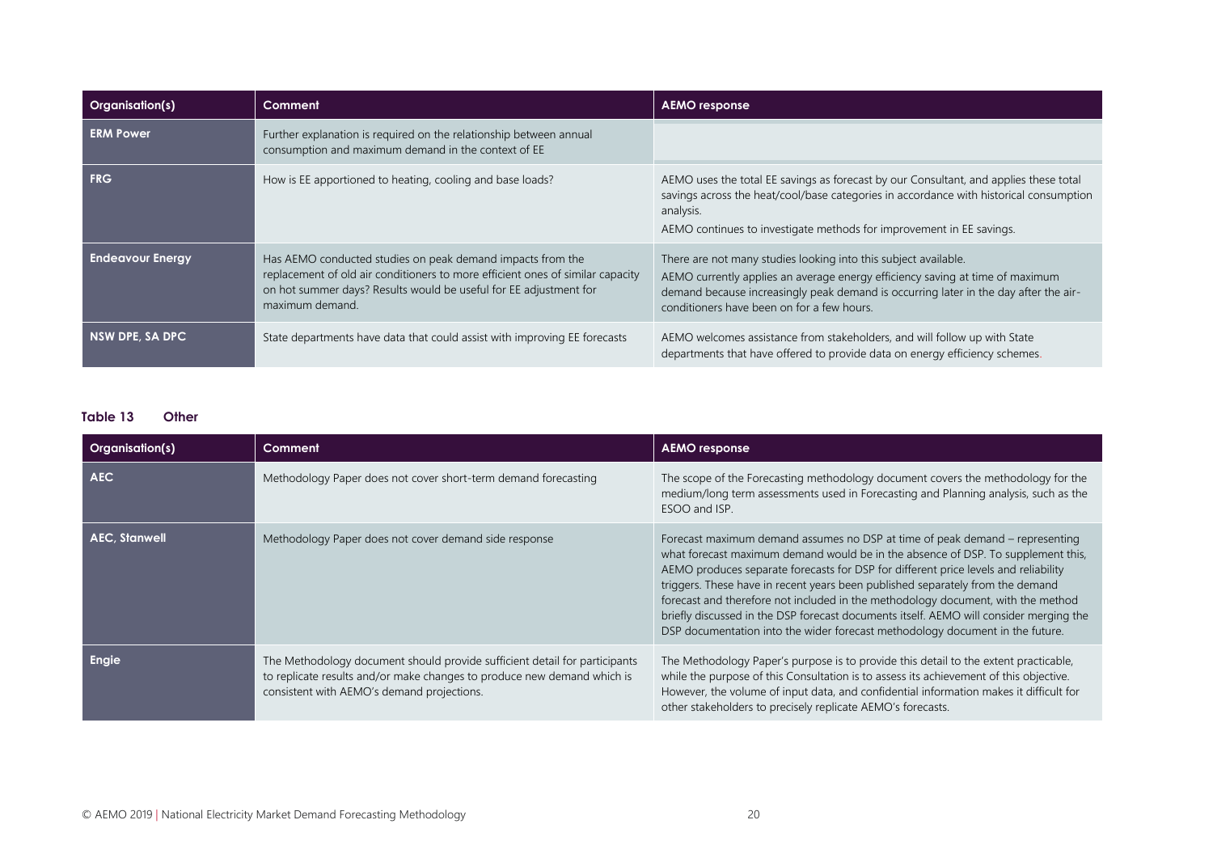| Organisation(s) | Comment | AEMO response |
|---|---|---|
| ERM Power | Further explanation is required on the relationship between annual consumption and maximum demand in the context of EE | |
| FRG | How is EE apportioned to heating, cooling and base loads? | AEMO uses the total EE savings as forecast by our Consultant, and applies these total savings across the heat/cool/base categories in accordance with historical consumption analysis.<br>AEMO continues to investigate methods for improvement in EE savings. |
| Endeavour Energy | Has AEMO conducted studies on peak demand impacts from the replacement of old air conditioners to more efficient ones of similar capacity on hot summer days? Results would be useful for EE adjustment for maximum demand. | There are not many studies looking into this subject available.<br>AEMO currently applies an average energy efficiency saving at time of maximum demand because increasingly peak demand is occurring later in the day after the air-conditioners have been on for a few hours. |
| NSW DPE, SA DPC | State departments have data that could assist with improving EE forecasts | AEMO welcomes assistance from stakeholders, and will follow up with State departments that have offered to provide data on energy efficiency schemes. |

**Table 13 Other**

| Organisation(s) | Comment | AEMO response |
|---|---|---|
| AEC | Methodology Paper does not cover short-term demand forecasting | The scope of the Forecasting methodology document covers the methodology for the medium/long term assessments used in Forecasting and Planning analysis, such as the ESOO and ISP. |
| AEC, Stanwell | Methodology Paper does not cover demand side response | Forecast maximum demand assumes no DSP at time of peak demand – representing what forecast maximum demand would be in the absence of DSP. To supplement this, AEMO produces separate forecasts for DSP for different price levels and reliability triggers. These have in recent years been published separately from the demand forecast and therefore not included in the methodology document, with the method briefly discussed in the DSP forecast documents itself. AEMO will consider merging the DSP documentation into the wider forecast methodology document in the future. |
| Engie | The Methodology document should provide sufficient detail for participants to replicate results and/or make changes to produce new demand which is consistent with AEMO's demand projections. | The Methodology Paper's purpose is to provide this detail to the extent practicable, while the purpose of this Consultation is to assess its achievement of this objective. However, the volume of input data, and confidential information makes it difficult for other stakeholders to precisely replicate AEMO's forecasts. |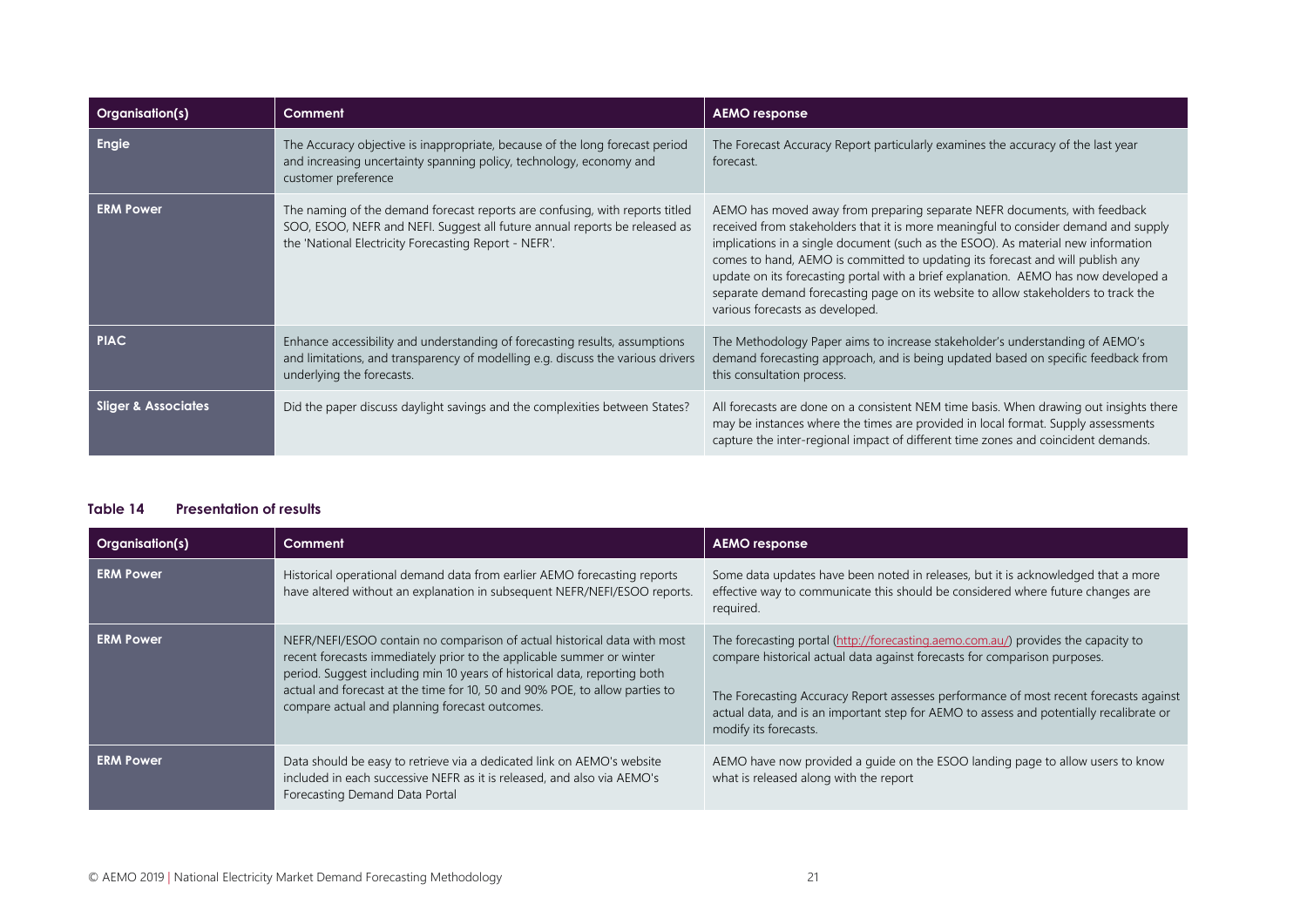| Organisation(s) | Comment | AEMO response |
|---|---|---|
| **Engie** | The Accuracy objective is inappropriate, because of the long forecast period and increasing uncertainty spanning policy, technology, economy and customer preference | The Forecast Accuracy Report particularly examines the accuracy of the last year forecast. |
| **ERM Power** | The naming of the demand forecast reports are confusing, with reports titled SOO, ESOO, NEFR and NEFI. Suggest all future annual reports be released as the 'National Electricity Forecasting Report - NEFR'. | AEMO has moved away from preparing separate NEFR documents, with feedback received from stakeholders that it is more meaningful to consider demand and supply implications in a single document (such as the ESOO). As material new information comes to hand, AEMO is committed to updating its forecast and will publish any update on its forecasting portal with a brief explanation. AEMO has now developed a separate demand forecasting page on its website to allow stakeholders to track the various forecasts as developed. |
| **PIAC** | Enhance accessibility and understanding of forecasting results, assumptions and limitations, and transparency of modelling e.g. discuss the various drivers underlying the forecasts. | The Methodology Paper aims to increase stakeholder's understanding of AEMO's demand forecasting approach, and is being updated based on specific feedback from this consultation process. |
| **Sliger & Associates** | Did the paper discuss daylight savings and the complexities between States? | All forecasts are done on a consistent NEM time basis. When drawing out insights there may be instances where the times are provided in local format. Supply assessments capture the inter-regional impact of different time zones and coincident demands. |

**Table 14 Presentation of results**

| Organisation(s) | Comment | AEMO response |
|---|---|---|
| **ERM Power** | Historical operational demand data from earlier AEMO forecasting reports have altered without an explanation in subsequent NEFR/NEFI/ESOO reports. | Some data updates have been noted in releases, but it is acknowledged that a more effective way to communicate this should be considered where future changes are required. |
| **ERM Power** | NEFR/NEFI/ESOO contain no comparison of actual historical data with most recent forecasts immediately prior to the applicable summer or winter period. Suggest including min 10 years of historical data, reporting both actual and forecast at the time for 10, 50 and 90% POE, to allow parties to compare actual and planning forecast outcomes. | The forecasting portal (http://forecasting.aemo.com.au/) provides the capacity to compare historical actual data against forecasts for comparison purposes.<br><br>The Forecasting Accuracy Report assesses performance of most recent forecasts against actual data, and is an important step for AEMO to assess and potentially recalibrate or modify its forecasts. |
| **ERM Power** | Data should be easy to retrieve via a dedicated link on AEMO's website included in each successive NEFR as it is released, and also via AEMO's Forecasting Demand Data Portal | AEMO have now provided a guide on the ESOO landing page to allow users to know what is released along with the report |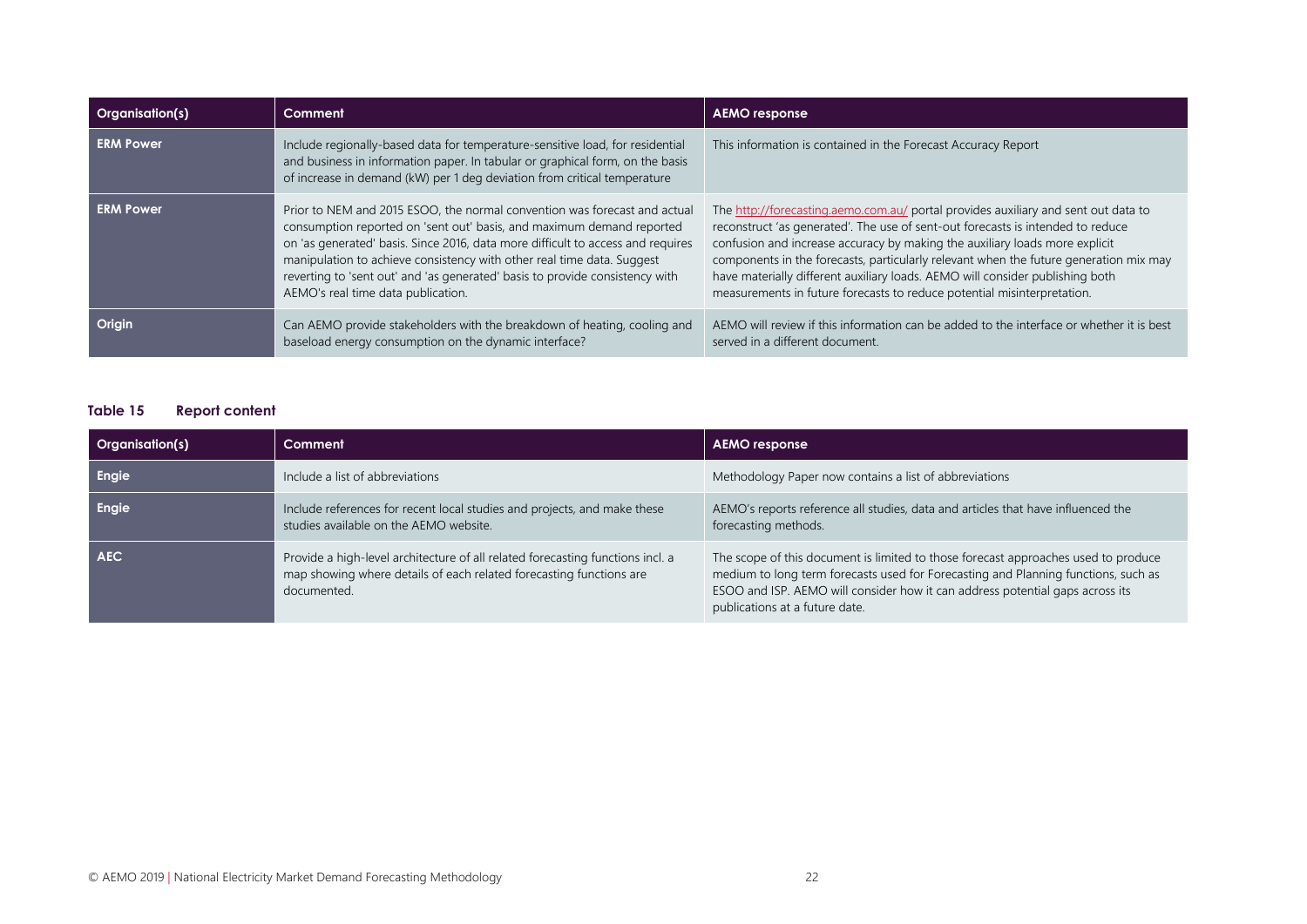| Organisation(s) | Comment | AEMO response |
| --- | --- | --- |
| ERM Power | Include regionally-based data for temperature-sensitive load, for residential and business in information paper. In tabular or graphical form, on the basis of increase in demand (kW) per 1 deg deviation from critical temperature | This information is contained in the Forecast Accuracy Report |
| ERM Power | Prior to NEM and 2015 ESOO, the normal convention was forecast and actual consumption reported on 'sent out' basis, and maximum demand reported on 'as generated' basis. Since 2016, data more difficult to access and requires manipulation to achieve consistency with other real time data. Suggest reverting to 'sent out' and 'as generated' basis to provide consistency with AEMO's real time data publication. | The http://forecasting.aemo.com.au/ portal provides auxiliary and sent out data to reconstruct 'as generated'. The use of sent-out forecasts is intended to reduce confusion and increase accuracy by making the auxiliary loads more explicit components in the forecasts, particularly relevant when the future generation mix may have materially different auxiliary loads. AEMO will consider publishing both measurements in future forecasts to reduce potential misinterpretation. |
| Origin | Can AEMO provide stakeholders with the breakdown of heating, cooling and baseload energy consumption on the dynamic interface? | AEMO will review if this information can be added to the interface or whether it is best served in a different document. |

**Table 15 Report content**

| Organisation(s) | Comment | AEMO response |
| --- | --- | --- |
| Engie | Include a list of abbreviations | Methodology Paper now contains a list of abbreviations |
| Engie | Include references for recent local studies and projects, and make these studies available on the AEMO website. | AEMO's reports reference all studies, data and articles that have influenced the forecasting methods. |
| AEC | Provide a high-level architecture of all related forecasting functions incl. a map showing where details of each related forecasting functions are documented. | The scope of this document is limited to those forecast approaches used to produce medium to long term forecasts used for Forecasting and Planning functions, such as ESOO and ISP. AEMO will consider how it can address potential gaps across its publications at a future date. |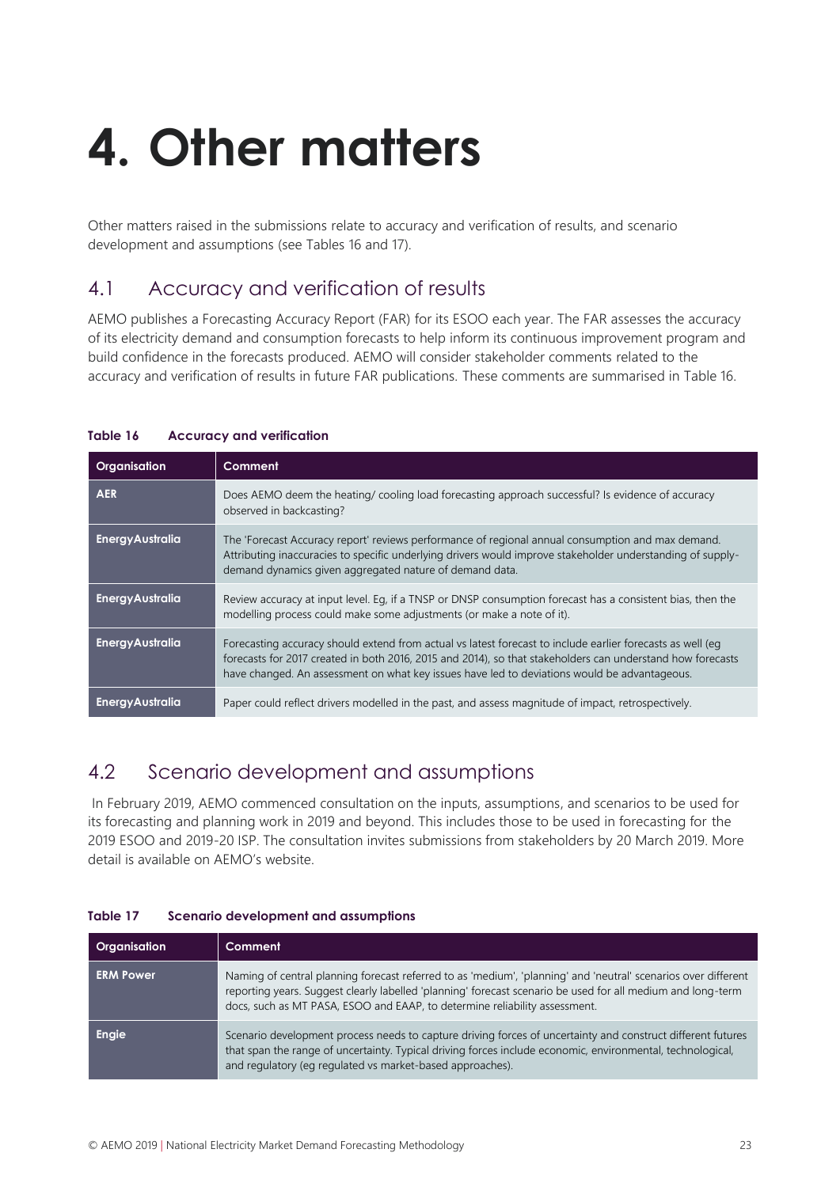# 4. Other matters

Other matters raised in the submissions relate to accuracy and verification of results, and scenario development and assumptions (see Tables 16 and 17).

## 4.1 Accuracy and verification of results

AEMO publishes a Forecasting Accuracy Report (FAR) for its ESOO each year. The FAR assesses the accuracy of its electricity demand and consumption forecasts to help inform its continuous improvement program and build confidence in the forecasts produced. AEMO will consider stakeholder comments related to the accuracy and verification of results in future FAR publications. These comments are summarised in Table 16.

**Table 16 Accuracy and verification**

| Organisation | Comment |
|---|---|
| AER | Does AEMO deem the heating/ cooling load forecasting approach successful? Is evidence of accuracy observed in backcasting? |
| EnergyAustralia | The 'Forecast Accuracy report' reviews performance of regional annual consumption and max demand. Attributing inaccuracies to specific underlying drivers would improve stakeholder understanding of supply-demand dynamics given aggregated nature of demand data. |
| EnergyAustralia | Review accuracy at input level. Eg, if a TNSP or DNSP consumption forecast has a consistent bias, then the modelling process could make some adjustments (or make a note of it). |
| EnergyAustralia | Forecasting accuracy should extend from actual vs latest forecast to include earlier forecasts as well (eg forecasts for 2017 created in both 2016, 2015 and 2014), so that stakeholders can understand how forecasts have changed. An assessment on what key issues have led to deviations would be advantageous. |
| EnergyAustralia | Paper could reflect drivers modelled in the past, and assess magnitude of impact, retrospectively. |

## 4.2 Scenario development and assumptions

In February 2019, AEMO commenced consultation on the inputs, assumptions, and scenarios to be used for its forecasting and planning work in 2019 and beyond. This includes those to be used in forecasting for the 2019 ESOO and 2019-20 ISP. The consultation invites submissions from stakeholders by 20 March 2019. More detail is available on AEMO's website.

**Table 17 Scenario development and assumptions**

| Organisation | Comment |
|---|---|
| ERM Power | Naming of central planning forecast referred to as 'medium', 'planning' and 'neutral' scenarios over different reporting years. Suggest clearly labelled 'planning' forecast scenario be used for all medium and long-term docs, such as MT PASA, ESOO and EAAP, to determine reliability assessment. |
| Engie | Scenario development process needs to capture driving forces of uncertainty and construct different futures that span the range of uncertainty. Typical driving forces include economic, environmental, technological, and regulatory (eg regulated vs market-based approaches). |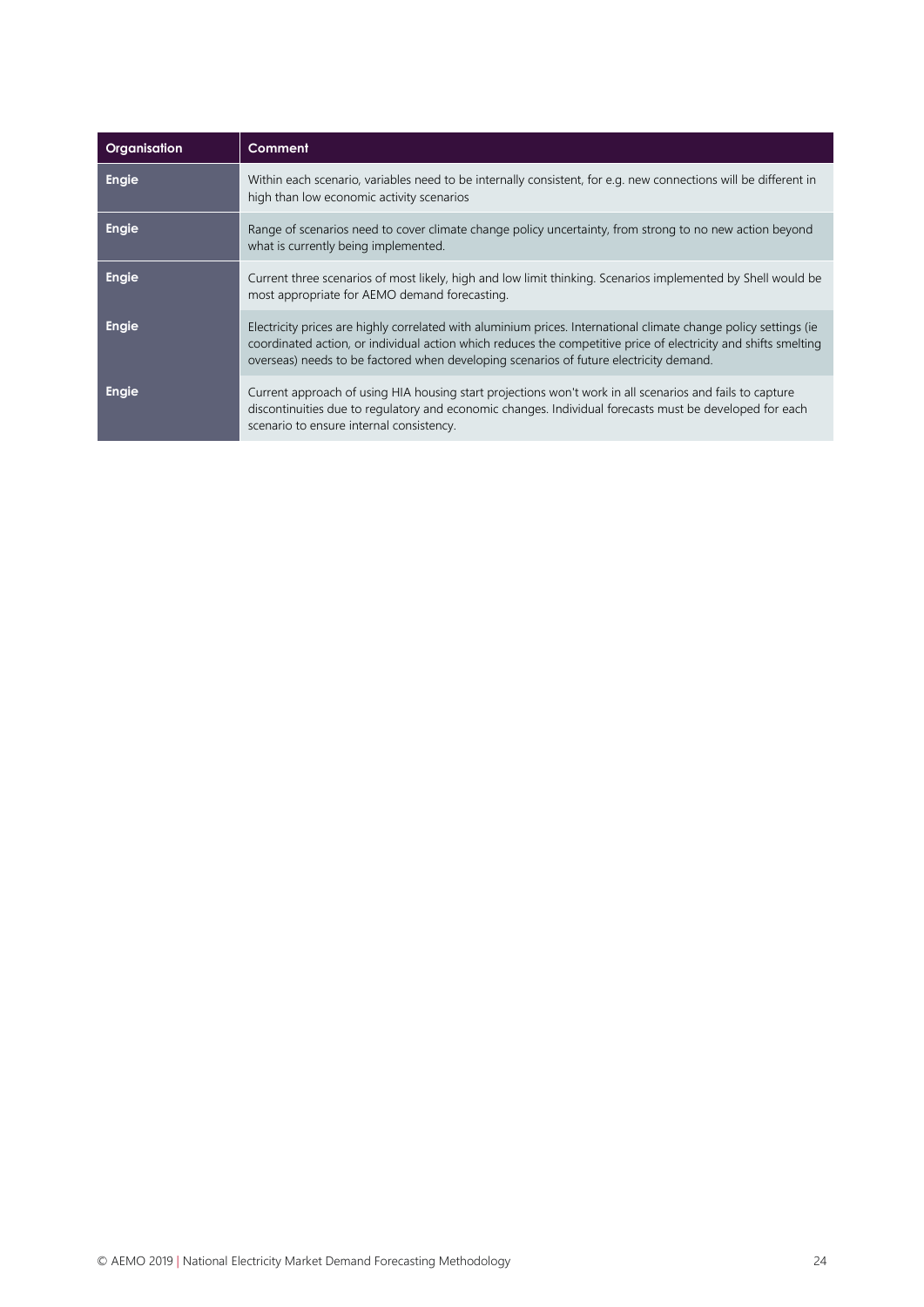| Organisation | Comment |
| --- | --- |
| Engie | Within each scenario, variables need to be internally consistent, for e.g. new connections will be different in high than low economic activity scenarios |
| Engie | Range of scenarios need to cover climate change policy uncertainty, from strong to no new action beyond what is currently being implemented. |
| Engie | Current three scenarios of most likely, high and low limit thinking. Scenarios implemented by Shell would be most appropriate for AEMO demand forecasting. |
| Engie | Electricity prices are highly correlated with aluminium prices. International climate change policy settings (ie coordinated action, or individual action which reduces the competitive price of electricity and shifts smelting overseas) needs to be factored when developing scenarios of future electricity demand. |
| Engie | Current approach of using HIA housing start projections won't work in all scenarios and fails to capture discontinuities due to regulatory and economic changes. Individual forecasts must be developed for each scenario to ensure internal consistency. |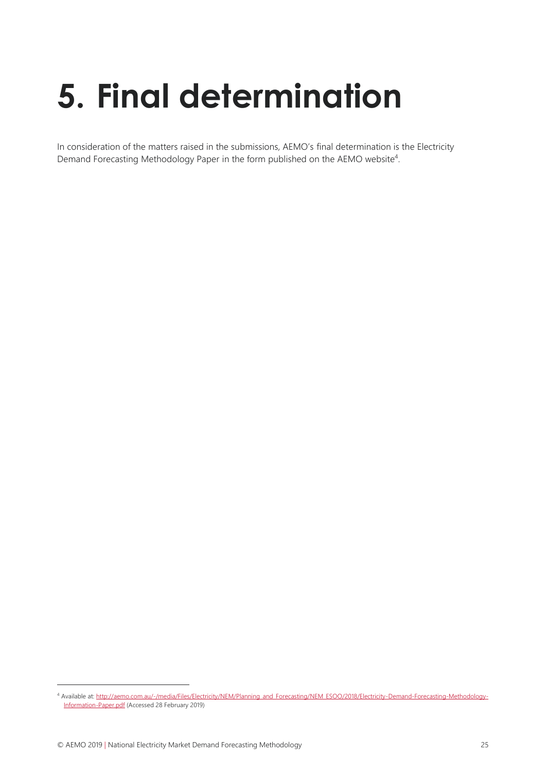# 5. Final determination

In consideration of the matters raised in the submissions, AEMO's final determination is the Electricity Demand Forecasting Methodology Paper in the form published on the AEMO website[4].

[4] Available at: http://aemo.com.au/-/media/Files/Electricity/NEM/Planning_and_Forecasting/NEM_ESOO/2018/Electricity-Demand-Forecasting-Methodology-Information-Paper.pdf (Accessed 28 February 2019)